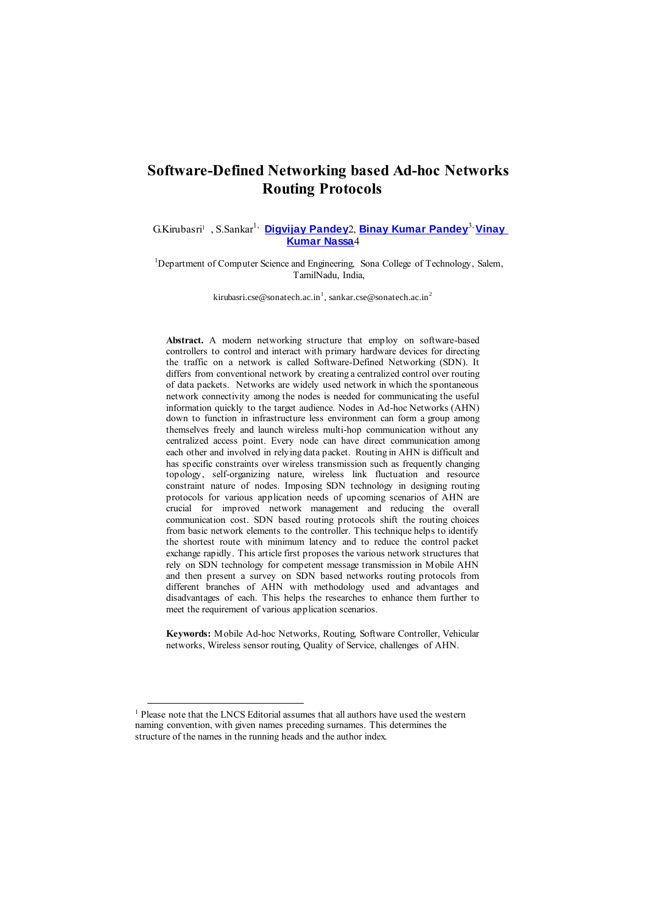# Software-Defined Networking based Ad-hoc Networks Routing Protocols

G.Kirubasri[1] , S.Sankar[1,] **Digvijay Pandey**2, **Binay Kumar Pandey**[3,] **Vinay Kumar Nassa**4

[1]Department of Computer Science and Engineering, Sona College of Technology, Salem, TamilNadu, India,

kirubasri.cse@sonatech.ac.in[1], sankar.cse@sonatech.ac.in[2]

**Abstract.** A modern networking structure that employ on software-based controllers to control and interact with primary hardware devices for directing the traffic on a network is called Software-Defined Networking (SDN). It differs from conventional network by creating a centralized control over routing of data packets. Networks are widely used network in which the spontaneous network connectivity among the nodes is needed for communicating the useful information quickly to the target audience. Nodes in Ad-hoc Networks (AHN) down to function in infrastructure less environment can form a group among themselves freely and launch wireless multi-hop communication without any centralized access point. Every node can have direct communication among each other and involved in relying data packet. Routing in AHN is difficult and has specific constraints over wireless transmission such as frequently changing topology, self-organizing nature, wireless link fluctuation and resource constraint nature of nodes. Imposing SDN technology in designing routing protocols for various application needs of upcoming scenarios of AHN are crucial for improved network management and reducing the overall communication cost. SDN based routing protocols shift the routing choices from basic network elements to the controller. This technique helps to identify the shortest route with minimum latency and to reduce the control packet exchange rapidly. This article first proposes the various network structures that rely on SDN technology for competent message transmission in Mobile AHN and then present a survey on SDN based networks routing protocols from different branches of AHN with methodology used and advantages and disadvantages of each. This helps the researches to enhance them further to meet the requirement of various application scenarios.

**Keywords:** Mobile Ad-hoc Networks, Routing, Software Controller, Vehicular networks, Wireless sensor routing, Quality of Service, challenges of AHN.

[1] Please note that the LNCS Editorial assumes that all authors have used the western naming convention, with given names preceding surnames. This determines the structure of the names in the running heads and the author index.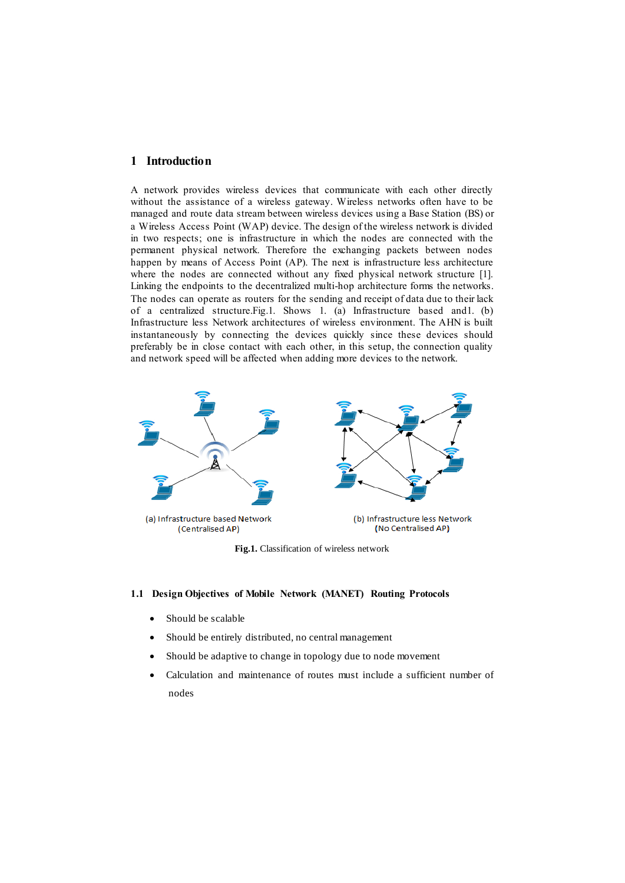# 1 Introduction

A network provides wireless devices that communicate with each other directly without the assistance of a wireless gateway. Wireless networks often have to be managed and route data stream between wireless devices using a Base Station (BS) or a Wireless Access Point (WAP) device. The design of the wireless network is divided in two respects; one is infrastructure in which the nodes are connected with the permanent physical network. Therefore the exchanging packets between nodes happen by means of Access Point (AP). The next is infrastructure less architecture where the nodes are connected without any fixed physical network structure [1]. Linking the endpoints to the decentralized multi-hop architecture forms the networks. The nodes can operate as routers for the sending and receipt of data due to their lack of a centralized structure.Fig.1. Shows 1. (a) Infrastructure based and1. (b) Infrastructure less Network architectures of wireless environment. The AHN is built instantaneously by connecting the devices quickly since these devices should preferably be in close contact with each other, in this setup, the connection quality and network speed will be affected when adding more devices to the network.

(a) Infrastructure based Network (Centralised AP)

(b) Infrastructure less Network (No Centralised AP)

**Fig.1.** Classification of wireless network

## 1.1 Design Objectives of Mobile Network (MANET) Routing Protocols

- Should be scalable
- Should be entirely distributed, no central management
- Should be adaptive to change in topology due to node movement
- Calculation and maintenance of routes must include a sufficient number of nodes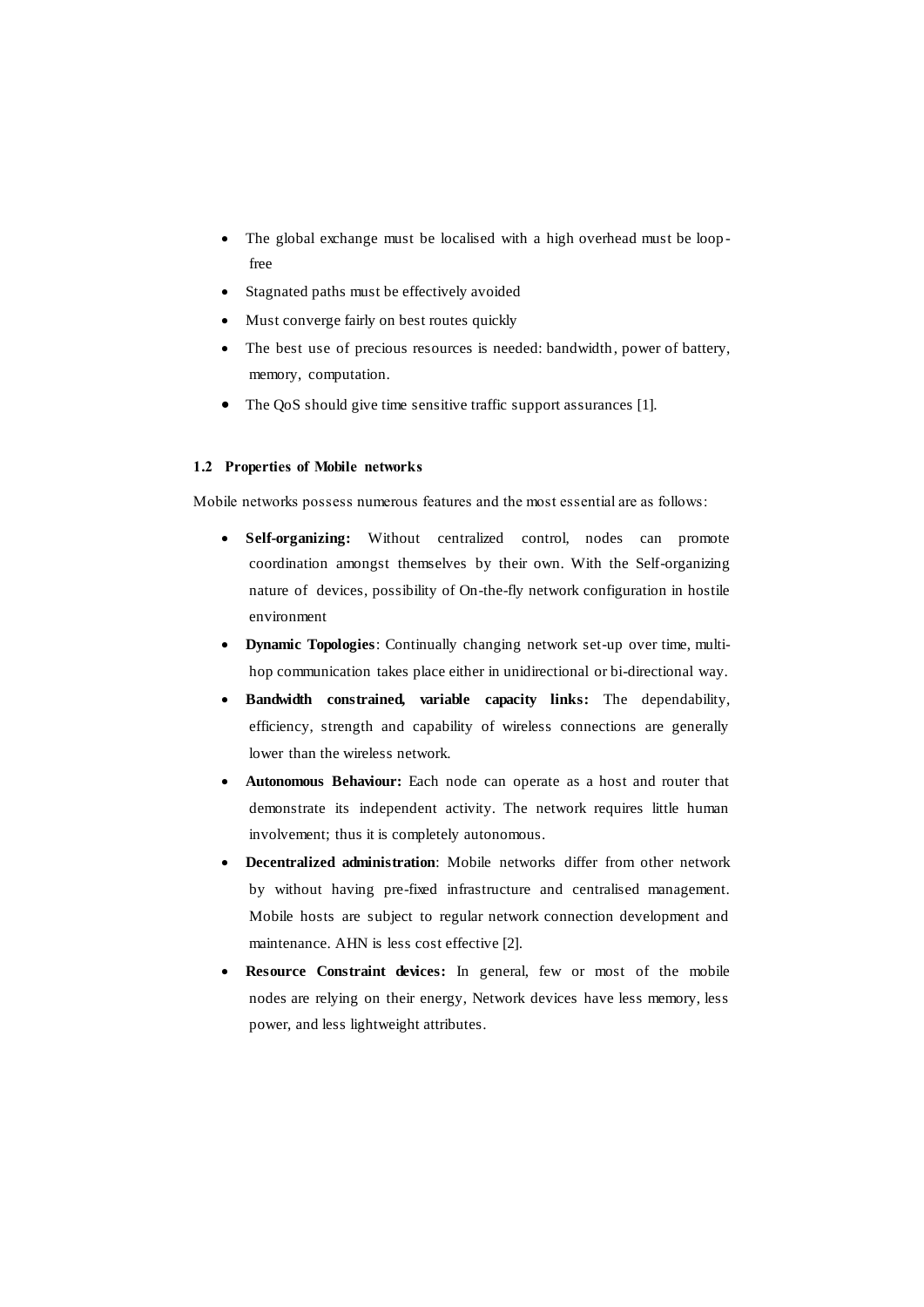- The global exchange must be localised with a high overhead must be loop-free
- Stagnated paths must be effectively avoided
- Must converge fairly on best routes quickly
- The best use of precious resources is needed: bandwidth, power of battery, memory, computation.
- The QoS should give time sensitive traffic support assurances [1].

### 1.2 Properties of Mobile networks

Mobile networks possess numerous features and the most essential are as follows:

- **Self-organizing:** Without centralized control, nodes can promote coordination amongst themselves by their own. With the Self-organizing nature of devices, possibility of On-the-fly network configuration in hostile environment
- **Dynamic Topologies**: Continually changing network set-up over time, multi-hop communication takes place either in unidirectional or bi-directional way.
- **Bandwidth constrained, variable capacity links:** The dependability, efficiency, strength and capability of wireless connections are generally lower than the wireless network.
- **Autonomous Behaviour:** Each node can operate as a host and router that demonstrate its independent activity. The network requires little human involvement; thus it is completely autonomous.
- **Decentralized administration**: Mobile networks differ from other network by without having pre-fixed infrastructure and centralised management. Mobile hosts are subject to regular network connection development and maintenance. AHN is less cost effective [2].
- **Resource Constraint devices:** In general, few or most of the mobile nodes are relying on their energy, Network devices have less memory, less power, and less lightweight attributes.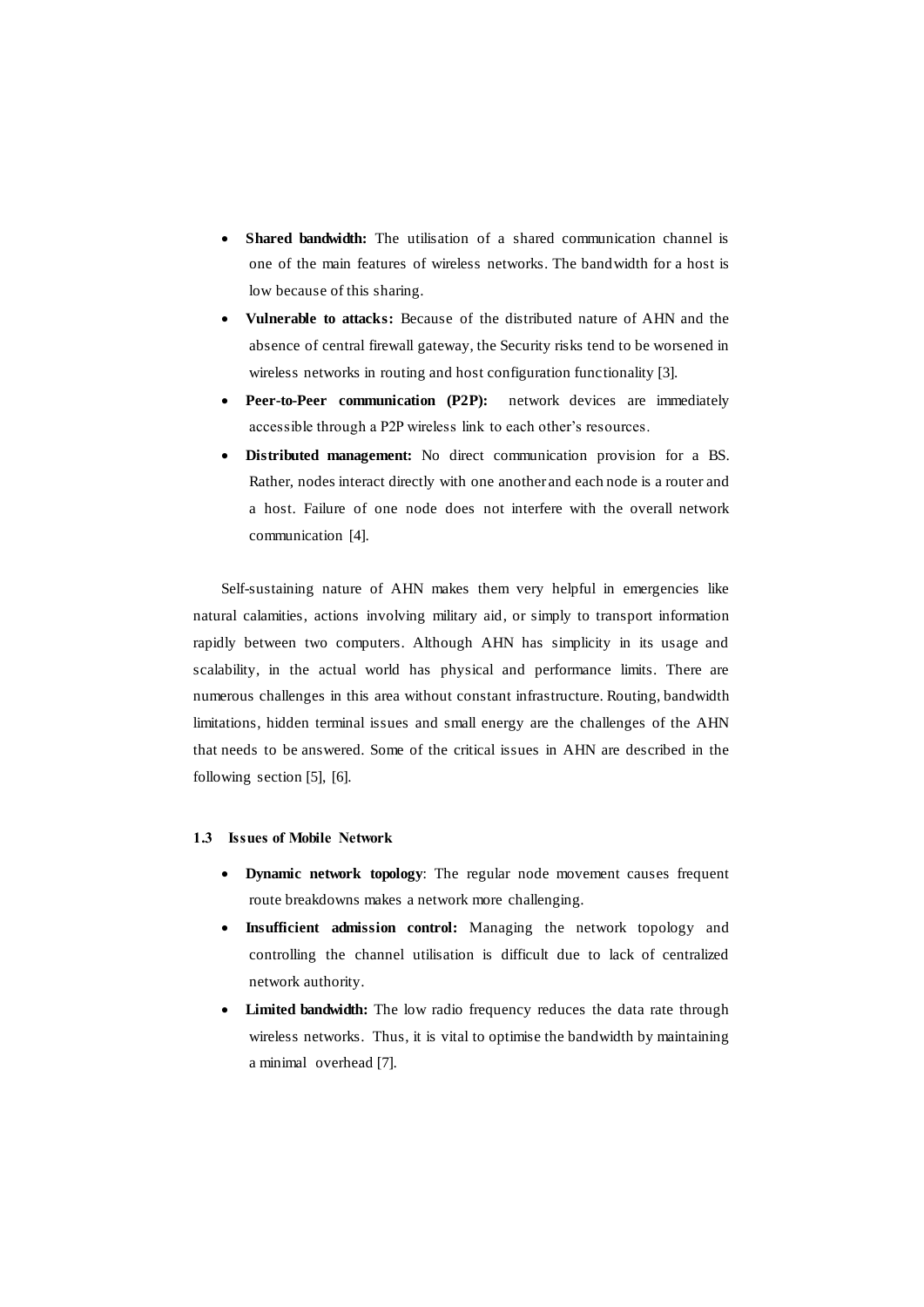- **Shared bandwidth:** The utilisation of a shared communication channel is one of the main features of wireless networks. The bandwidth for a host is low because of this sharing.
- **Vulnerable to attacks:** Because of the distributed nature of AHN and the absence of central firewall gateway, the Security risks tend to be worsened in wireless networks in routing and host configuration functionality [3].
- **Peer-to-Peer communication (P2P):** network devices are immediately accessible through a P2P wireless link to each other's resources.
- **Distributed management:** No direct communication provision for a BS. Rather, nodes interact directly with one another and each node is a router and a host. Failure of one node does not interfere with the overall network communication [4].

Self-sustaining nature of AHN makes them very helpful in emergencies like natural calamities, actions involving military aid, or simply to transport information rapidly between two computers. Although AHN has simplicity in its usage and scalability, in the actual world has physical and performance limits. There are numerous challenges in this area without constant infrastructure. Routing, bandwidth limitations, hidden terminal issues and small energy are the challenges of the AHN that needs to be answered. Some of the critical issues in AHN are described in the following section [5], [6].

### 1.3 Issues of Mobile Network

- **Dynamic network topology**: The regular node movement causes frequent route breakdowns makes a network more challenging.
- **Insufficient admission control:** Managing the network topology and controlling the channel utilisation is difficult due to lack of centralized network authority.
- **Limited bandwidth:** The low radio frequency reduces the data rate through wireless networks. Thus, it is vital to optimise the bandwidth by maintaining a minimal overhead [7].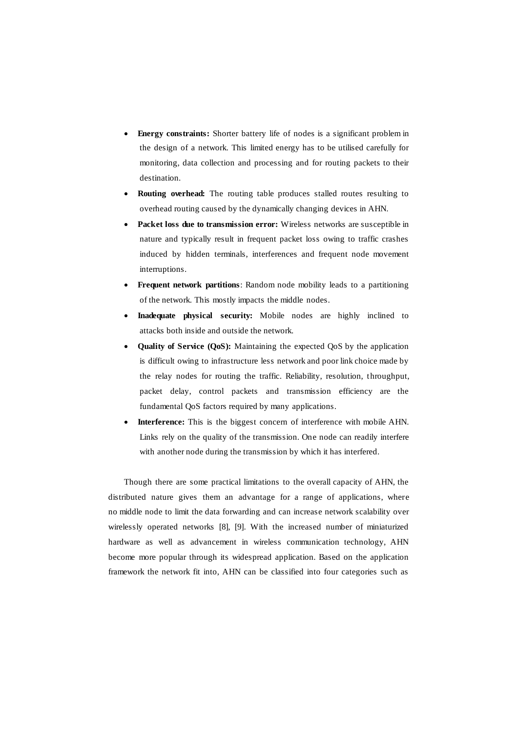- **Energy constraints:** Shorter battery life of nodes is a significant problem in the design of a network. This limited energy has to be utilised carefully for monitoring, data collection and processing and for routing packets to their destination.
- **Routing overhead:** The routing table produces stalled routes resulting to overhead routing caused by the dynamically changing devices in AHN.
- **Packet loss due to transmission error:** Wireless networks are susceptible in nature and typically result in frequent packet loss owing to traffic crashes induced by hidden terminals, interferences and frequent node movement interruptions.
- **Frequent network partitions**: Random node mobility leads to a partitioning of the network. This mostly impacts the middle nodes.
- **Inadequate physical security:** Mobile nodes are highly inclined to attacks both inside and outside the network.
- **Quality of Service (QoS):** Maintaining the expected QoS by the application is difficult owing to infrastructure less network and poor link choice made by the relay nodes for routing the traffic. Reliability, resolution, throughput, packet delay, control packets and transmission efficiency are the fundamental QoS factors required by many applications.
- **Interference:** This is the biggest concern of interference with mobile AHN. Links rely on the quality of the transmission. One node can readily interfere with another node during the transmission by which it has interfered.

Though there are some practical limitations to the overall capacity of AHN, the distributed nature gives them an advantage for a range of applications, where no middle node to limit the data forwarding and can increase network scalability over wirelessly operated networks [8], [9]. With the increased number of miniaturized hardware as well as advancement in wireless communication technology, AHN become more popular through its widespread application. Based on the application framework the network fit into, AHN can be classified into four categories such as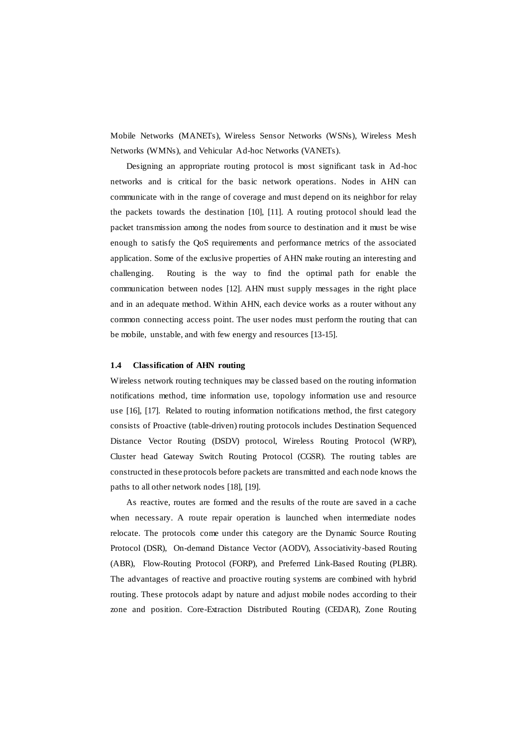Mobile Networks (MANETs), Wireless Sensor Networks (WSNs), Wireless Mesh Networks (WMNs), and Vehicular Ad-hoc Networks (VANETs).

Designing an appropriate routing protocol is most significant task in Ad-hoc networks and is critical for the basic network operations. Nodes in AHN can communicate with in the range of coverage and must depend on its neighbor for relay the packets towards the destination [10], [11]. A routing protocol should lead the packet transmission among the nodes from source to destination and it must be wise enough to satisfy the QoS requirements and performance metrics of the associated application. Some of the exclusive properties of AHN make routing an interesting and challenging. Routing is the way to find the optimal path for enable the communication between nodes [12]. AHN must supply messages in the right place and in an adequate method. Within AHN, each device works as a router without any common connecting access point. The user nodes must perform the routing that can be mobile, unstable, and with few energy and resources [13-15].

### 1.4 Classification of AHN routing

Wireless network routing techniques may be classed based on the routing information notifications method, time information use, topology information use and resource use [16], [17]. Related to routing information notifications method, the first category consists of Proactive (table-driven) routing protocols includes Destination Sequenced Distance Vector Routing (DSDV) protocol, Wireless Routing Protocol (WRP), Cluster head Gateway Switch Routing Protocol (CGSR). The routing tables are constructed in these protocols before packets are transmitted and each node knows the paths to all other network nodes [18], [19].

As reactive, routes are formed and the results of the route are saved in a cache when necessary. A route repair operation is launched when intermediate nodes relocate. The protocols come under this category are the Dynamic Source Routing Protocol (DSR), On-demand Distance Vector (AODV), Associativity-based Routing (ABR), Flow-Routing Protocol (FORP), and Preferred Link-Based Routing (PLBR). The advantages of reactive and proactive routing systems are combined with hybrid routing. These protocols adapt by nature and adjust mobile nodes according to their zone and position. Core-Extraction Distributed Routing (CEDAR), Zone Routing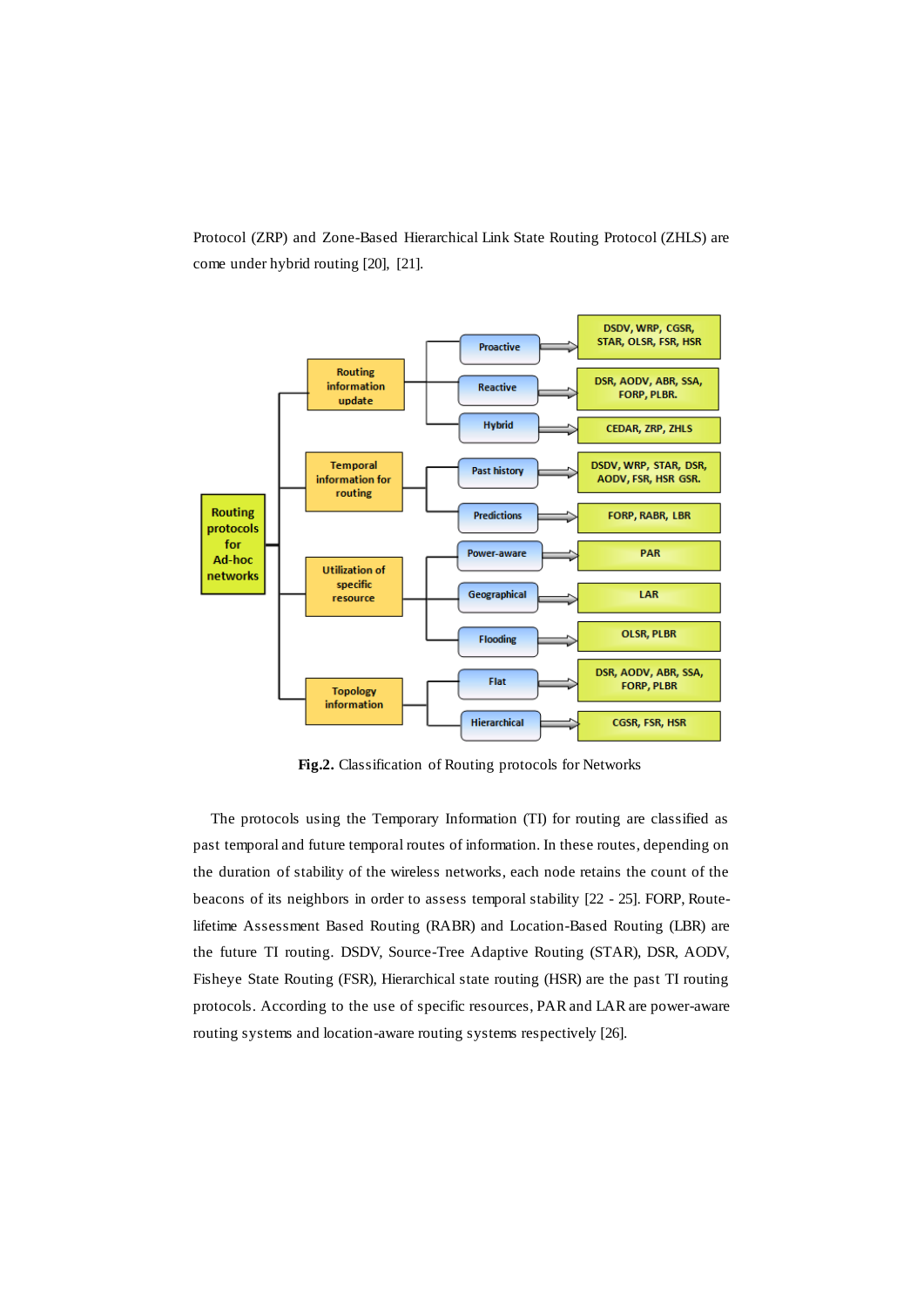Protocol (ZRP) and Zone-Based Hierarchical Link State Routing Protocol (ZHLS) are come under hybrid routing [20], [21].

| Routing protocols for Ad-hoc networks | Category | Protocols |
| --- | --- | --- |
| Routing information update | Proactive | DSDV, WRP, CGSR, STAR, OLSR, FSR, HSR |
| | Reactive | DSR, AODV, ABR, SSA, FORP, PLBR. |
| | Hybrid | CEDAR, ZRP, ZHLS |
| Temporal information for routing | Past history | DSDV, WRP, STAR, DSR, AODV, FSR, HSR GSR. |
| | Predictions | FORP, RABR, LBR |
| Utilization of specific resource | Power-aware | PAR |
| | Geographical | LAR |
| | Flooding | OLSR, PLBR |
| Topology information | Flat | DSR, AODV, ABR, SSA, FORP, PLBR |
| | Hierarchical | CGSR, FSR, HSR |

**Fig.2.** Classification of Routing protocols for Networks

The protocols using the Temporary Information (TI) for routing are classified as past temporal and future temporal routes of information. In these routes, depending on the duration of stability of the wireless networks, each node retains the count of the beacons of its neighbors in order to assess temporal stability [22 - 25]. FORP, Route-lifetime Assessment Based Routing (RABR) and Location-Based Routing (LBR) are the future TI routing. DSDV, Source-Tree Adaptive Routing (STAR), DSR, AODV, Fisheye State Routing (FSR), Hierarchical state routing (HSR) are the past TI routing protocols. According to the use of specific resources, PAR and LAR are power-aware routing systems and location-aware routing systems respectively [26].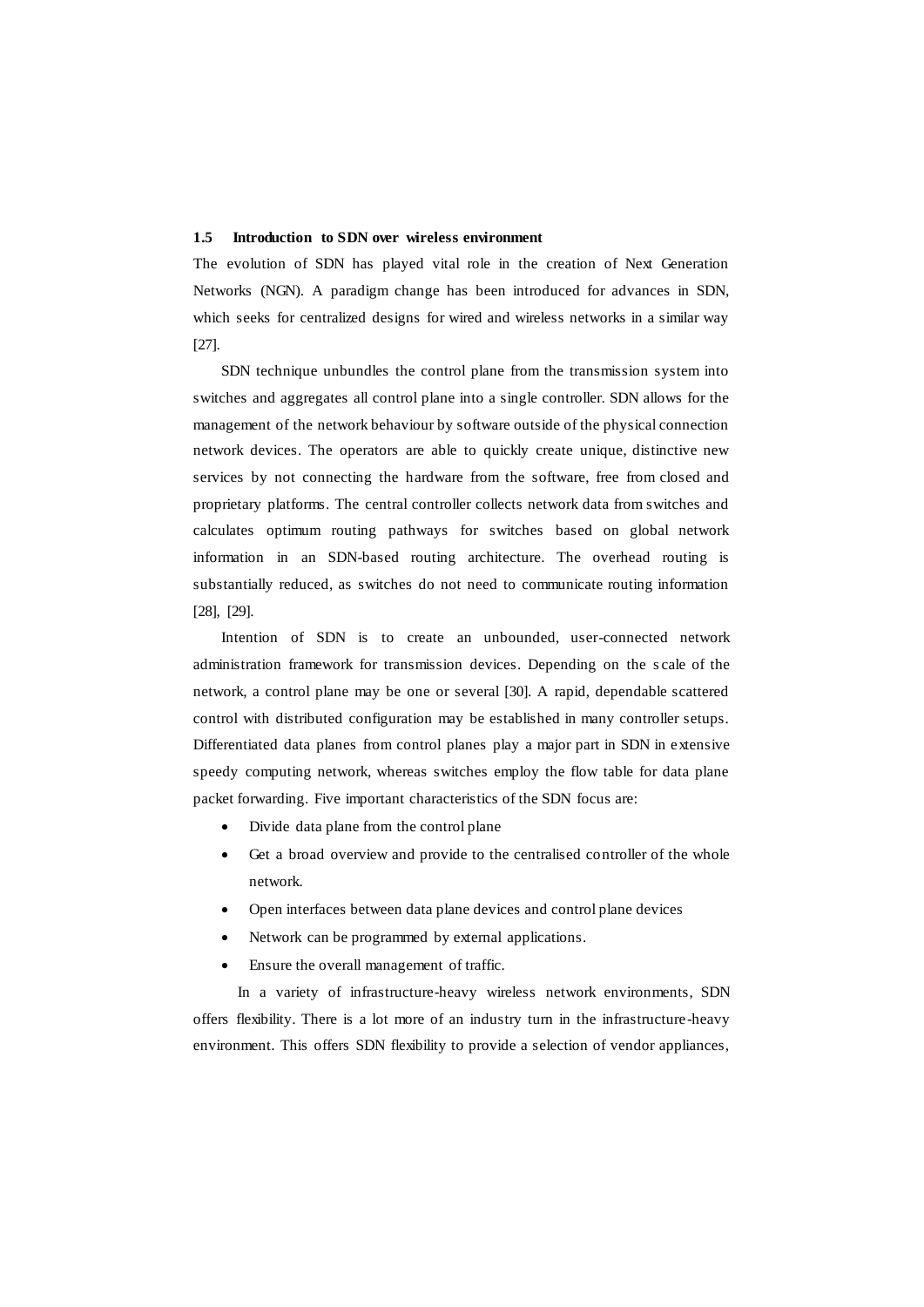## 1.5 Introduction to SDN over wireless environment

The evolution of SDN has played vital role in the creation of Next Generation Networks (NGN). A paradigm change has been introduced for advances in SDN, which seeks for centralized designs for wired and wireless networks in a similar way [27].

SDN technique unbundles the control plane from the transmission system into switches and aggregates all control plane into a single controller. SDN allows for the management of the network behaviour by software outside of the physical connection network devices. The operators are able to quickly create unique, distinctive new services by not connecting the hardware from the software, free from closed and proprietary platforms. The central controller collects network data from switches and calculates optimum routing pathways for switches based on global network information in an SDN-based routing architecture. The overhead routing is substantially reduced, as switches do not need to communicate routing information [28], [29].

Intention of SDN is to create an unbounded, user-connected network administration framework for transmission devices. Depending on the scale of the network, a control plane may be one or several [30]. A rapid, dependable scattered control with distributed configuration may be established in many controller setups. Differentiated data planes from control planes play a major part in SDN in extensive speedy computing network, whereas switches employ the flow table for data plane packet forwarding. Five important characteristics of the SDN focus are:

- Divide data plane from the control plane
- Get a broad overview and provide to the centralised controller of the whole network.
- Open interfaces between data plane devices and control plane devices
- Network can be programmed by external applications.
- Ensure the overall management of traffic.

In a variety of infrastructure-heavy wireless network environments, SDN offers flexibility. There is a lot more of an industry turn in the infrastructure-heavy environment. This offers SDN flexibility to provide a selection of vendor appliances,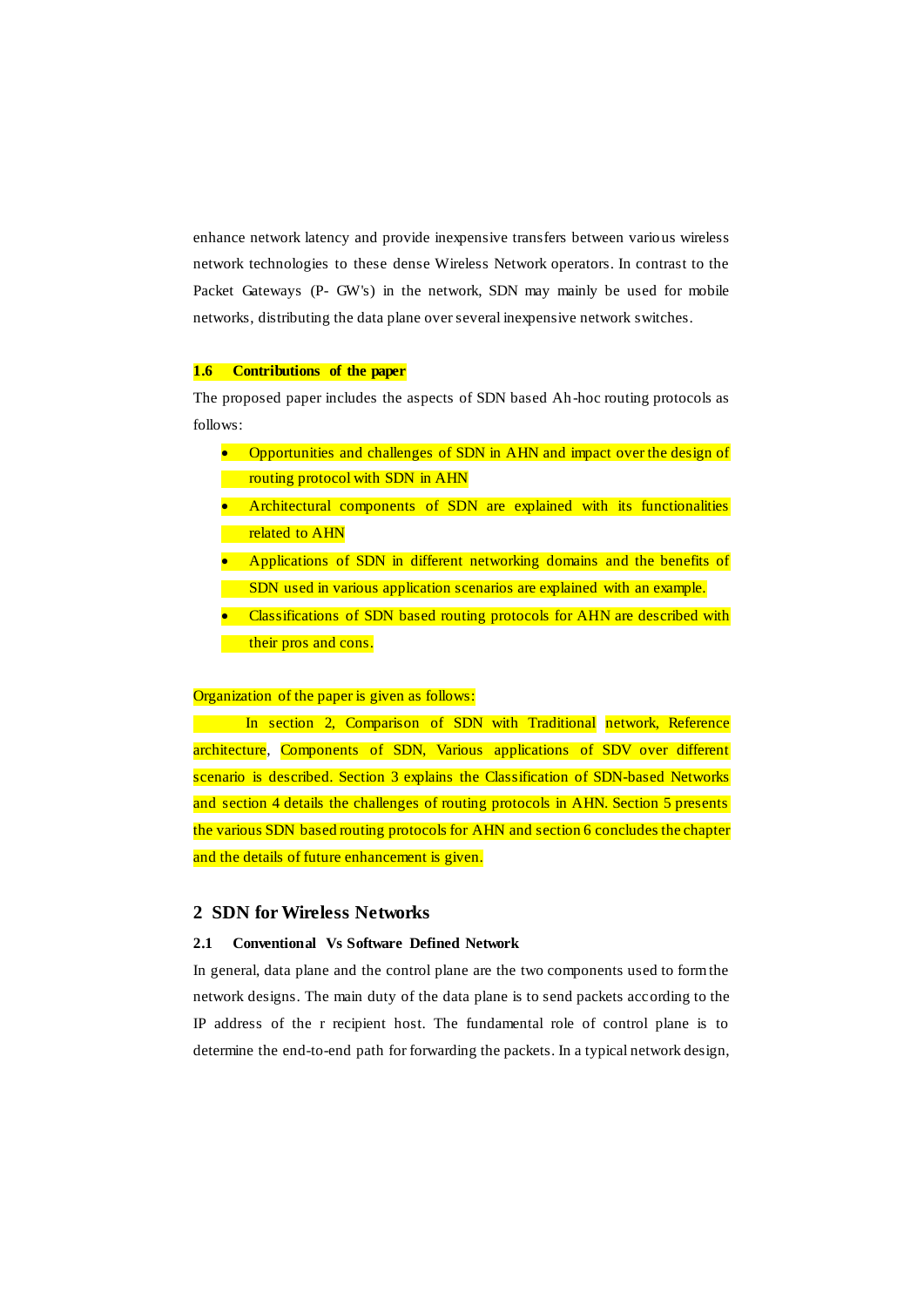enhance network latency and provide inexpensive transfers between various wireless network technologies to these dense Wireless Network operators. In contrast to the Packet Gateways (P- GW's) in the network, SDN may mainly be used for mobile networks, distributing the data plane over several inexpensive network switches.

### 1.6 Contributions of the paper

The proposed paper includes the aspects of SDN based Ah-hoc routing protocols as follows:

- Opportunities and challenges of SDN in AHN and impact over the design of routing protocol with SDN in AHN
- Architectural components of SDN are explained with its functionalities related to AHN
- Applications of SDN in different networking domains and the benefits of SDN used in various application scenarios are explained with an example.
- Classifications of SDN based routing protocols for AHN are described with their pros and cons.

Organization of the paper is given as follows:

In section 2, Comparison of SDN with Traditional network, Reference architecture, Components of SDN, Various applications of SDV over different scenario is described. Section 3 explains the Classification of SDN-based Networks and section 4 details the challenges of routing protocols in AHN. Section 5 presents the various SDN based routing protocols for AHN and section 6 concludes the chapter and the details of future enhancement is given.

## 2 SDN for Wireless Networks

### 2.1 Conventional Vs Software Defined Network

In general, data plane and the control plane are the two components used to form the network designs. The main duty of the data plane is to send packets according to the IP address of the r recipient host. The fundamental role of control plane is to determine the end-to-end path for forwarding the packets. In a typical network design,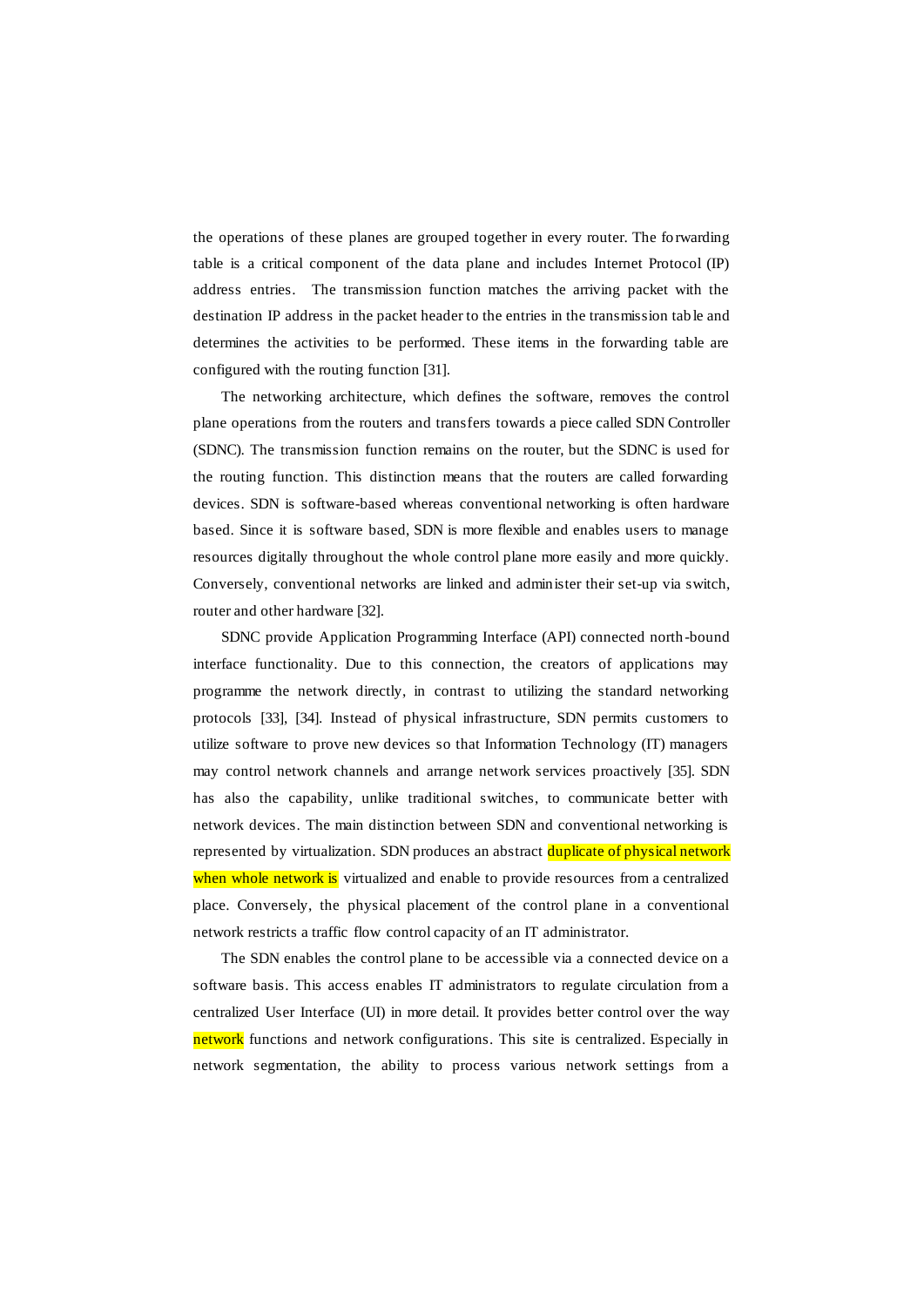the operations of these planes are grouped together in every router. The forwarding table is a critical component of the data plane and includes Internet Protocol (IP) address entries. The transmission function matches the arriving packet with the destination IP address in the packet header to the entries in the transmission table and determines the activities to be performed. These items in the forwarding table are configured with the routing function [31].

The networking architecture, which defines the software, removes the control plane operations from the routers and transfers towards a piece called SDN Controller (SDNC). The transmission function remains on the router, but the SDNC is used for the routing function. This distinction means that the routers are called forwarding devices. SDN is software-based whereas conventional networking is often hardware based. Since it is software based, SDN is more flexible and enables users to manage resources digitally throughout the whole control plane more easily and more quickly. Conversely, conventional networks are linked and administer their set-up via switch, router and other hardware [32].

SDNC provide Application Programming Interface (API) connected north-bound interface functionality. Due to this connection, the creators of applications may programme the network directly, in contrast to utilizing the standard networking protocols [33], [34]. Instead of physical infrastructure, SDN permits customers to utilize software to prove new devices so that Information Technology (IT) managers may control network channels and arrange network services proactively [35]. SDN has also the capability, unlike traditional switches, to communicate better with network devices. The main distinction between SDN and conventional networking is represented by virtualization. SDN produces an abstract duplicate of physical network when whole network is virtualized and enable to provide resources from a centralized place. Conversely, the physical placement of the control plane in a conventional network restricts a traffic flow control capacity of an IT administrator.

The SDN enables the control plane to be accessible via a connected device on a software basis. This access enables IT administrators to regulate circulation from a centralized User Interface (UI) in more detail. It provides better control over the way network functions and network configurations. This site is centralized. Especially in network segmentation, the ability to process various network settings from a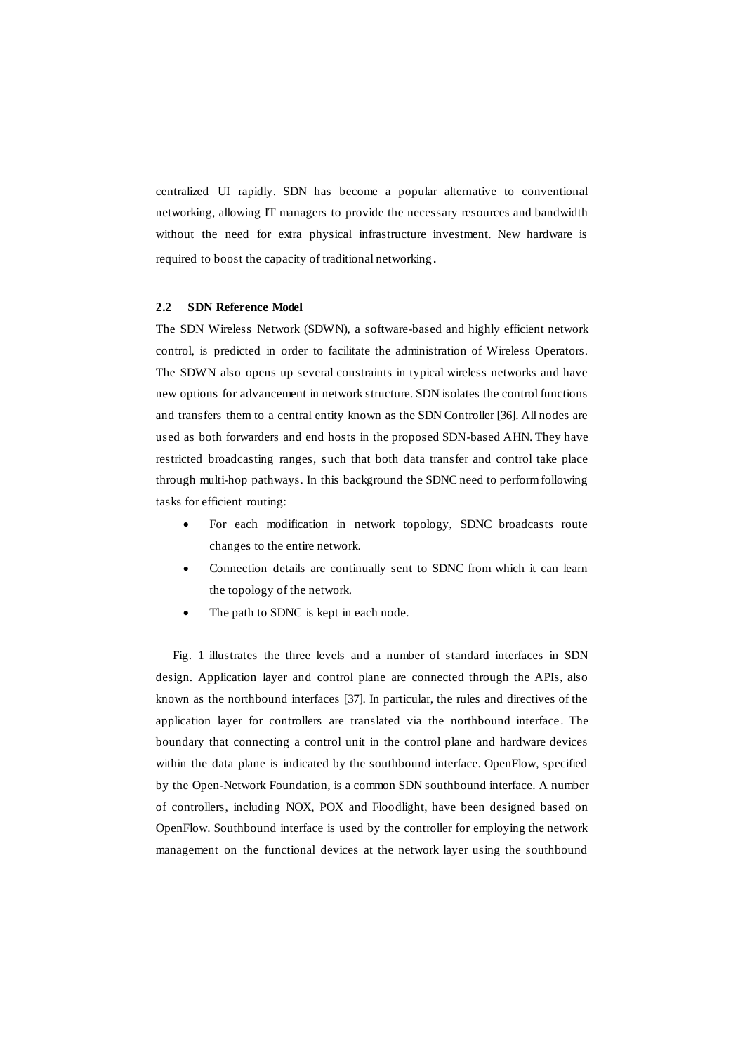centralized UI rapidly. SDN has become a popular alternative to conventional networking, allowing IT managers to provide the necessary resources and bandwidth without the need for extra physical infrastructure investment. New hardware is required to boost the capacity of traditional networking.

### 2.2 SDN Reference Model

The SDN Wireless Network (SDWN), a software-based and highly efficient network control, is predicted in order to facilitate the administration of Wireless Operators. The SDWN also opens up several constraints in typical wireless networks and have new options for advancement in network structure. SDN isolates the control functions and transfers them to a central entity known as the SDN Controller [36]. All nodes are used as both forwarders and end hosts in the proposed SDN-based AHN. They have restricted broadcasting ranges, such that both data transfer and control take place through multi-hop pathways. In this background the SDNC need to perform following tasks for efficient routing:

- For each modification in network topology, SDNC broadcasts route changes to the entire network.
- Connection details are continually sent to SDNC from which it can learn the topology of the network.
- The path to SDNC is kept in each node.

Fig. 1 illustrates the three levels and a number of standard interfaces in SDN design. Application layer and control plane are connected through the APIs, also known as the northbound interfaces [37]. In particular, the rules and directives of the application layer for controllers are translated via the northbound interface. The boundary that connecting a control unit in the control plane and hardware devices within the data plane is indicated by the southbound interface. OpenFlow, specified by the Open-Network Foundation, is a common SDN southbound interface. A number of controllers, including NOX, POX and Floodlight, have been designed based on OpenFlow. Southbound interface is used by the controller for employing the network management on the functional devices at the network layer using the southbound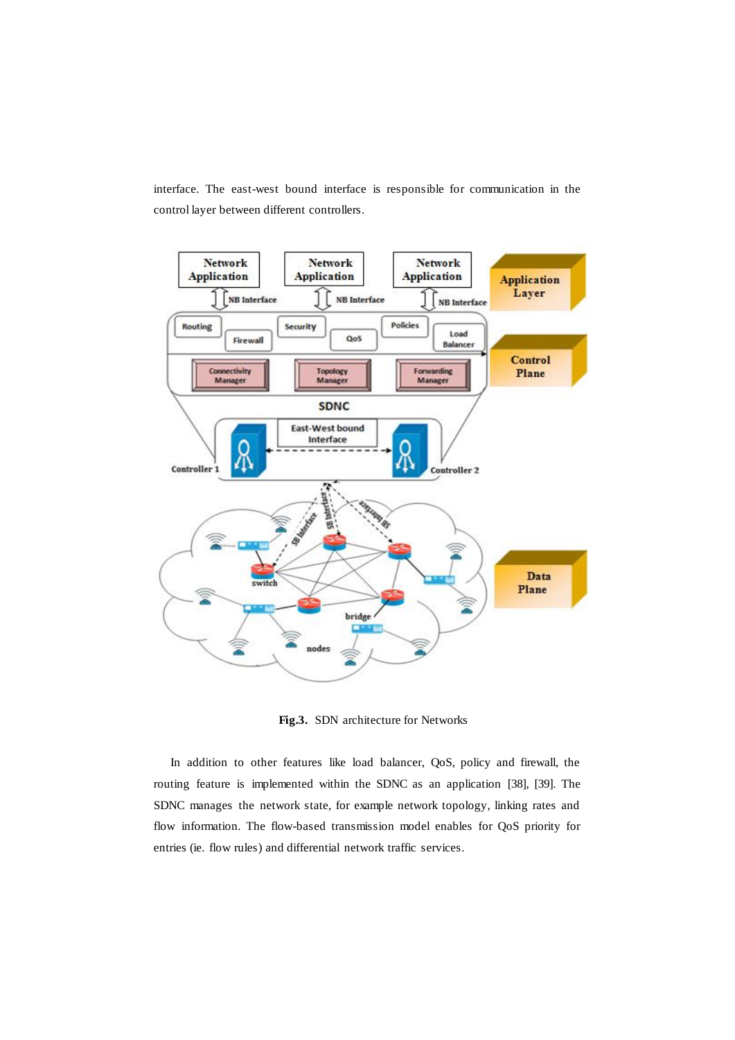interface. The east-west bound interface is responsible for communication in the control layer between different controllers.

**Fig.3.** SDN architecture for Networks

In addition to other features like load balancer, QoS, policy and firewall, the routing feature is implemented within the SDNC as an application [38], [39]. The SDNC manages the network state, for example network topology, linking rates and flow information. The flow-based transmission model enables for QoS priority for entries (ie. flow rules) and differential network traffic services.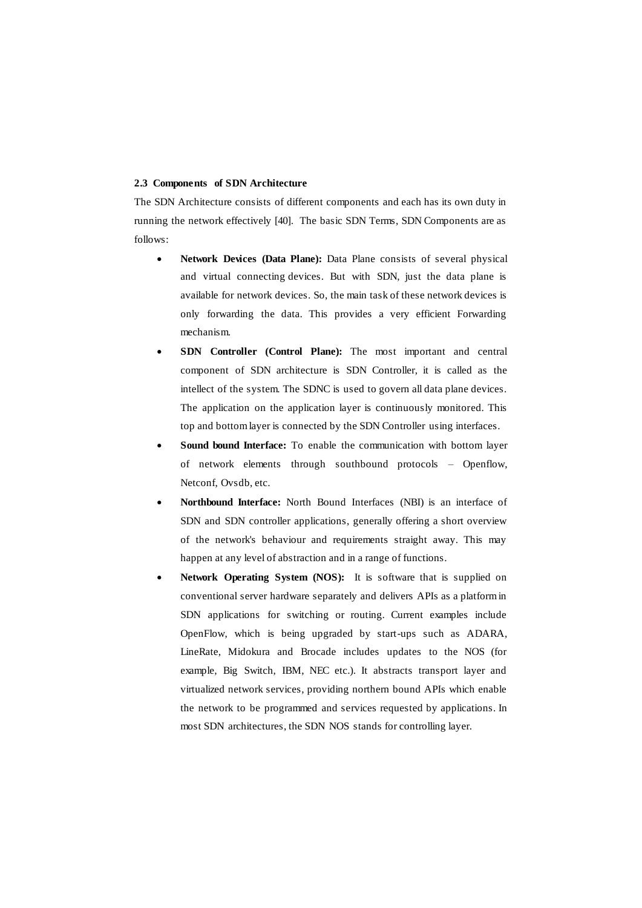### 2.3 Components of SDN Architecture

The SDN Architecture consists of different components and each has its own duty in running the network effectively [40]. The basic SDN Terms, SDN Components are as follows:

- **Network Devices (Data Plane):** Data Plane consists of several physical and virtual connecting devices. But with SDN, just the data plane is available for network devices. So, the main task of these network devices is only forwarding the data. This provides a very efficient Forwarding mechanism.
- **SDN Controller (Control Plane):** The most important and central component of SDN architecture is SDN Controller, it is called as the intellect of the system. The SDNC is used to govern all data plane devices. The application on the application layer is continuously monitored. This top and bottom layer is connected by the SDN Controller using interfaces.
- **Sound bound Interface:** To enable the communication with bottom layer of network elements through southbound protocols – Openflow, Netconf, Ovsdb, etc.
- **Northbound Interface:** North Bound Interfaces (NBI) is an interface of SDN and SDN controller applications, generally offering a short overview of the network's behaviour and requirements straight away. This may happen at any level of abstraction and in a range of functions.
- **Network Operating System (NOS):** It is software that is supplied on conventional server hardware separately and delivers APIs as a platform in SDN applications for switching or routing. Current examples include OpenFlow, which is being upgraded by start-ups such as ADARA, LineRate, Midokura and Brocade includes updates to the NOS (for example, Big Switch, IBM, NEC etc.). It abstracts transport layer and virtualized network services, providing northern bound APIs which enable the network to be programmed and services requested by applications. In most SDN architectures, the SDN NOS stands for controlling layer.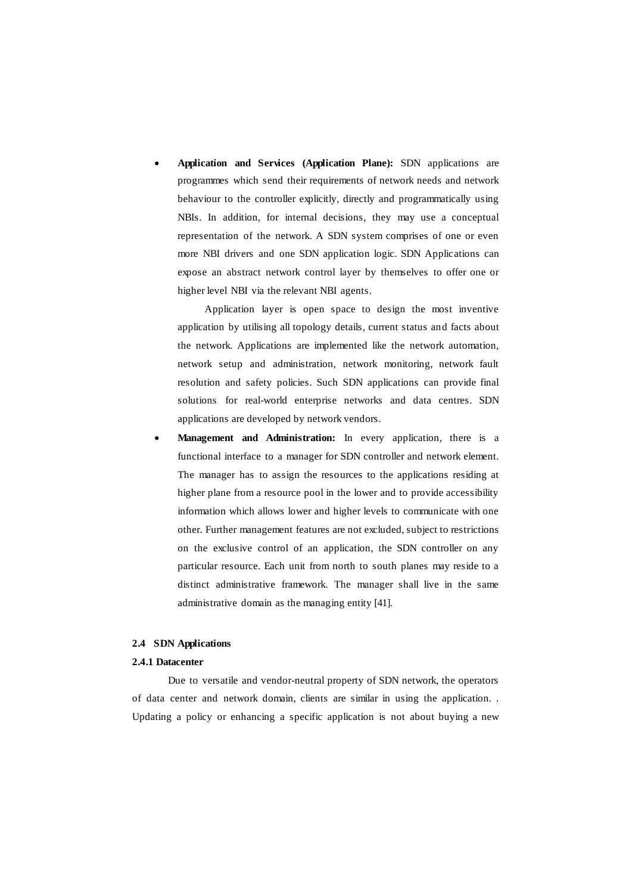- **Application and Services (Application Plane):** SDN applications are programmes which send their requirements of network needs and network behaviour to the controller explicitly, directly and programmatically using NBIs. In addition, for internal decisions, they may use a conceptual representation of the network. A SDN system comprises of one or even more NBI drivers and one SDN application logic. SDN Applications can expose an abstract network control layer by themselves to offer one or higher level NBI via the relevant NBI agents.

  Application layer is open space to design the most inventive application by utilising all topology details, current status and facts about the network. Applications are implemented like the network automation, network setup and administration, network monitoring, network fault resolution and safety policies. Such SDN applications can provide final solutions for real-world enterprise networks and data centres. SDN applications are developed by network vendors.

- **Management and Administration:** In every application, there is a functional interface to a manager for SDN controller and network element. The manager has to assign the resources to the applications residing at higher plane from a resource pool in the lower and to provide accessibility information which allows lower and higher levels to communicate with one other. Further management features are not excluded, subject to restrictions on the exclusive control of an application, the SDN controller on any particular resource. Each unit from north to south planes may reside to a distinct administrative framework. The manager shall live in the same administrative domain as the managing entity [41].

## 2.4 SDN Applications

### 2.4.1 Datacenter

Due to versatile and vendor-neutral property of SDN network, the operators of data center and network domain, clients are similar in using the application. . Updating a policy or enhancing a specific application is not about buying a new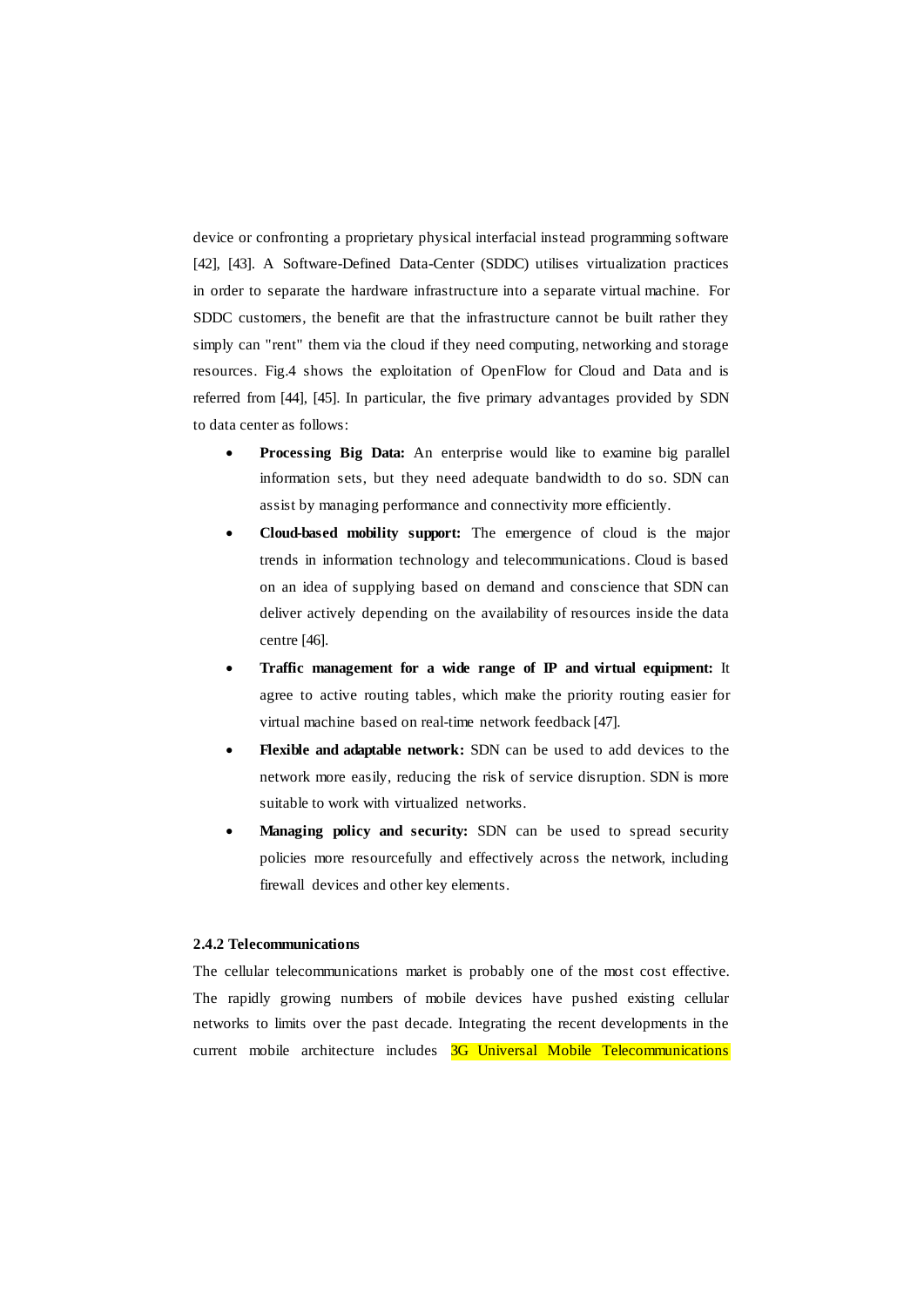device or confronting a proprietary physical interfacial instead programming software [42], [43]. A Software-Defined Data-Center (SDDC) utilises virtualization practices in order to separate the hardware infrastructure into a separate virtual machine. For SDDC customers, the benefit are that the infrastructure cannot be built rather they simply can "rent" them via the cloud if they need computing, networking and storage resources. Fig.4 shows the exploitation of OpenFlow for Cloud and Data and is referred from [44], [45]. In particular, the five primary advantages provided by SDN to data center as follows:

- **Processing Big Data:** An enterprise would like to examine big parallel information sets, but they need adequate bandwidth to do so. SDN can assist by managing performance and connectivity more efficiently.
- **Cloud-based mobility support:** The emergence of cloud is the major trends in information technology and telecommunications. Cloud is based on an idea of supplying based on demand and conscience that SDN can deliver actively depending on the availability of resources inside the data centre [46].
- **Traffic management for a wide range of IP and virtual equipment:** It agree to active routing tables, which make the priority routing easier for virtual machine based on real-time network feedback [47].
- **Flexible and adaptable network:** SDN can be used to add devices to the network more easily, reducing the risk of service disruption. SDN is more suitable to work with virtualized networks.
- **Managing policy and security:** SDN can be used to spread security policies more resourcefully and effectively across the network, including firewall devices and other key elements.

### 2.4.2 Telecommunications

The cellular telecommunications market is probably one of the most cost effective. The rapidly growing numbers of mobile devices have pushed existing cellular networks to limits over the past decade. Integrating the recent developments in the current mobile architecture includes 3G Universal Mobile Telecommunications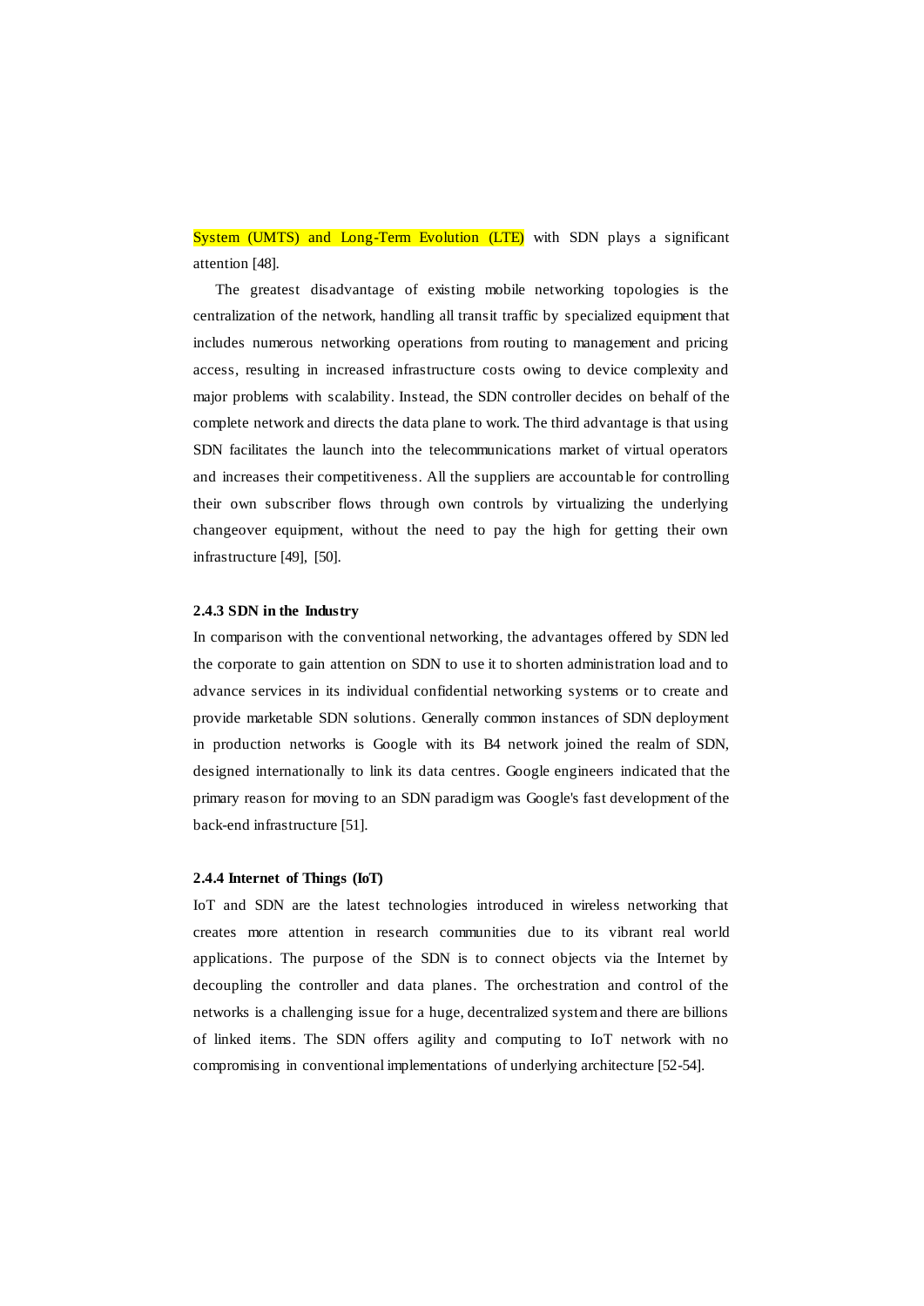System (UMTS) and Long-Term Evolution (LTE) with SDN plays a significant attention [48].

The greatest disadvantage of existing mobile networking topologies is the centralization of the network, handling all transit traffic by specialized equipment that includes numerous networking operations from routing to management and pricing access, resulting in increased infrastructure costs owing to device complexity and major problems with scalability. Instead, the SDN controller decides on behalf of the complete network and directs the data plane to work. The third advantage is that using SDN facilitates the launch into the telecommunications market of virtual operators and increases their competitiveness. All the suppliers are accountable for controlling their own subscriber flows through own controls by virtualizing the underlying changeover equipment, without the need to pay the high for getting their own infrastructure [49], [50].

### 2.4.3 SDN in the Industry

In comparison with the conventional networking, the advantages offered by SDN led the corporate to gain attention on SDN to use it to shorten administration load and to advance services in its individual confidential networking systems or to create and provide marketable SDN solutions. Generally common instances of SDN deployment in production networks is Google with its B4 network joined the realm of SDN, designed internationally to link its data centres. Google engineers indicated that the primary reason for moving to an SDN paradigm was Google's fast development of the back-end infrastructure [51].

### 2.4.4 Internet of Things (IoT)

IoT and SDN are the latest technologies introduced in wireless networking that creates more attention in research communities due to its vibrant real world applications. The purpose of the SDN is to connect objects via the Internet by decoupling the controller and data planes. The orchestration and control of the networks is a challenging issue for a huge, decentralized system and there are billions of linked items. The SDN offers agility and computing to IoT network with no compromising in conventional implementations of underlying architecture [52-54].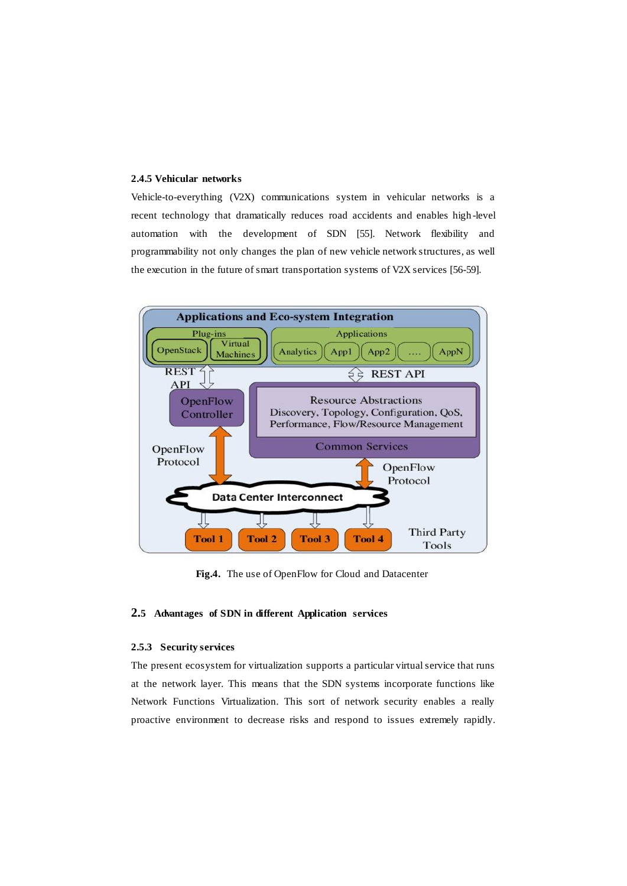### 2.4.5 Vehicular networks

Vehicle-to-everything (V2X) communications system in vehicular networks is a recent technology that dramatically reduces road accidents and enables high-level automation with the development of SDN [55]. Network flexibility and programmability not only changes the plan of new vehicle network structures, as well the execution in the future of smart transportation systems of V2X services [56-59].

**Fig.4.** The use of OpenFlow for Cloud and Datacenter

## 2.5 Advantages of SDN in different Application services

### 2.5.3 Security services

The present ecosystem for virtualization supports a particular virtual service that runs at the network layer. This means that the SDN systems incorporate functions like Network Functions Virtualization. This sort of network security enables a really proactive environment to decrease risks and respond to issues extremely rapidly.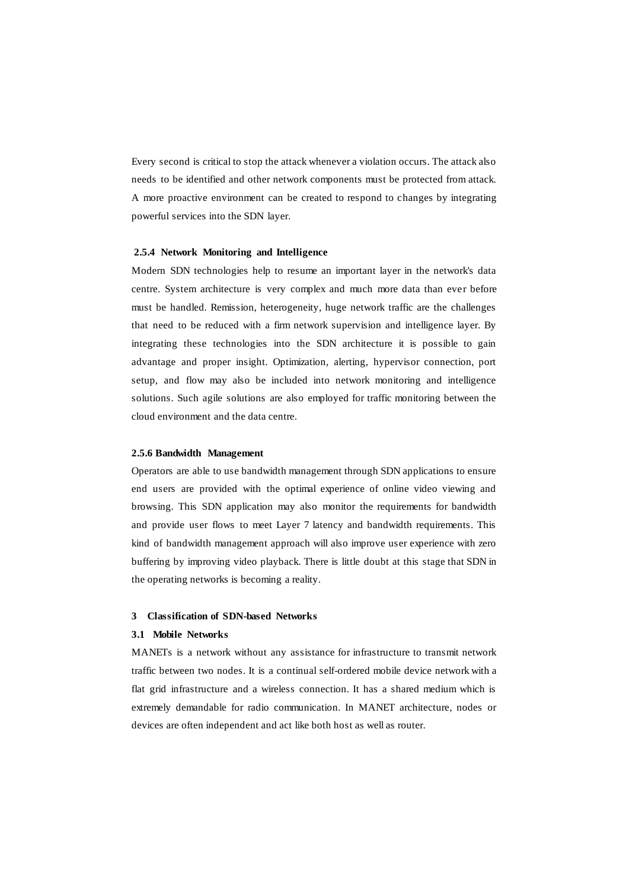Every second is critical to stop the attack whenever a violation occurs. The attack also needs to be identified and other network components must be protected from attack. A more proactive environment can be created to respond to changes by integrating powerful services into the SDN layer.

### 2.5.4 Network Monitoring and Intelligence

Modern SDN technologies help to resume an important layer in the network's data centre. System architecture is very complex and much more data than ever before must be handled. Remission, heterogeneity, huge network traffic are the challenges that need to be reduced with a firm network supervision and intelligence layer. By integrating these technologies into the SDN architecture it is possible to gain advantage and proper insight. Optimization, alerting, hypervisor connection, port setup, and flow may also be included into network monitoring and intelligence solutions. Such agile solutions are also employed for traffic monitoring between the cloud environment and the data centre.

### 2.5.6 Bandwidth Management

Operators are able to use bandwidth management through SDN applications to ensure end users are provided with the optimal experience of online video viewing and browsing. This SDN application may also monitor the requirements for bandwidth and provide user flows to meet Layer 7 latency and bandwidth requirements. This kind of bandwidth management approach will also improve user experience with zero buffering by improving video playback. There is little doubt at this stage that SDN in the operating networks is becoming a reality.

## 3 Classification of SDN-based Networks

### 3.1 Mobile Networks

MANETs is a network without any assistance for infrastructure to transmit network traffic between two nodes. It is a continual self-ordered mobile device network with a flat grid infrastructure and a wireless connection. It has a shared medium which is extremely demandable for radio communication. In MANET architecture, nodes or devices are often independent and act like both host as well as router.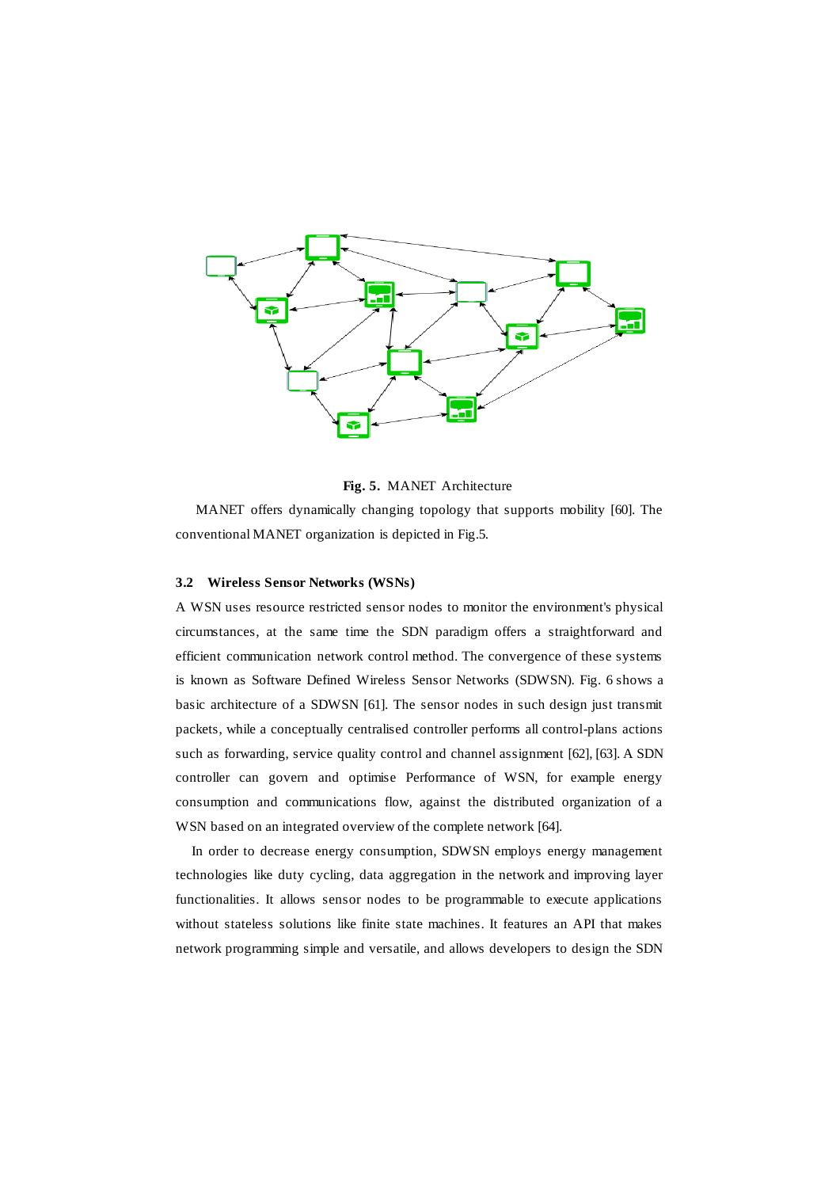**Fig. 5.** MANET Architecture

MANET offers dynamically changing topology that supports mobility [60]. The conventional MANET organization is depicted in Fig.5.

### 3.2 Wireless Sensor Networks (WSNs)

A WSN uses resource restricted sensor nodes to monitor the environment's physical circumstances, at the same time the SDN paradigm offers a straightforward and efficient communication network control method. The convergence of these systems is known as Software Defined Wireless Sensor Networks (SDWSN). Fig. 6 shows a basic architecture of a SDWSN [61]. The sensor nodes in such design just transmit packets, while a conceptually centralised controller performs all control-plans actions such as forwarding, service quality control and channel assignment [62], [63]. A SDN controller can govern and optimise Performance of WSN, for example energy consumption and communications flow, against the distributed organization of a WSN based on an integrated overview of the complete network [64].

In order to decrease energy consumption, SDWSN employs energy management technologies like duty cycling, data aggregation in the network and improving layer functionalities. It allows sensor nodes to be programmable to execute applications without stateless solutions like finite state machines. It features an API that makes network programming simple and versatile, and allows developers to design the SDN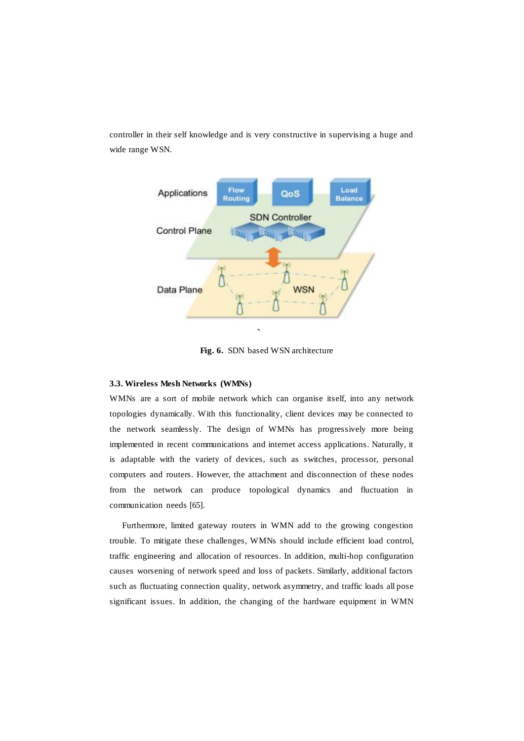controller in their self knowledge and is very constructive in supervising a huge and wide range WSN.

**Fig. 6.** SDN based WSN architecture

### 3.3. Wireless Mesh Networks (WMNs)

WMNs are a sort of mobile network which can organise itself, into any network topologies dynamically. With this functionality, client devices may be connected to the network seamlessly. The design of WMNs has progressively more being implemented in recent communications and internet access applications. Naturally, it is adaptable with the variety of devices, such as switches, processor, personal computers and routers. However, the attachment and disconnection of these nodes from the network can produce topological dynamics and fluctuation in communication needs [65].

Furthermore, limited gateway routers in WMN add to the growing congestion trouble. To mitigate these challenges, WMNs should include efficient load control, traffic engineering and allocation of resources. In addition, multi-hop configuration causes worsening of network speed and loss of packets. Similarly, additional factors such as fluctuating connection quality, network asymmetry, and traffic loads all pose significant issues. In addition, the changing of the hardware equipment in WMN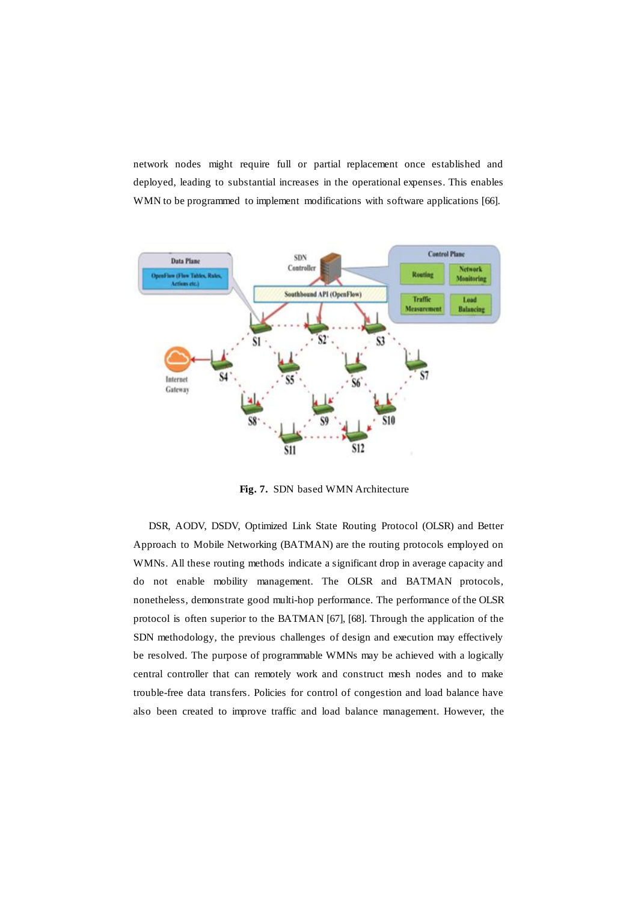network nodes might require full or partial replacement once established and deployed, leading to substantial increases in the operational expenses. This enables WMN to be programmed to implement modifications with software applications [66].

**Fig. 7.** SDN based WMN Architecture

DSR, AODV, DSDV, Optimized Link State Routing Protocol (OLSR) and Better Approach to Mobile Networking (BATMAN) are the routing protocols employed on WMNs. All these routing methods indicate a significant drop in average capacity and do not enable mobility management. The OLSR and BATMAN protocols, nonetheless, demonstrate good multi-hop performance. The performance of the OLSR protocol is often superior to the BATMAN [67], [68]. Through the application of the SDN methodology, the previous challenges of design and execution may effectively be resolved. The purpose of programmable WMNs may be achieved with a logically central controller that can remotely work and construct mesh nodes and to make trouble-free data transfers. Policies for control of congestion and load balance have also been created to improve traffic and load balance management. However, the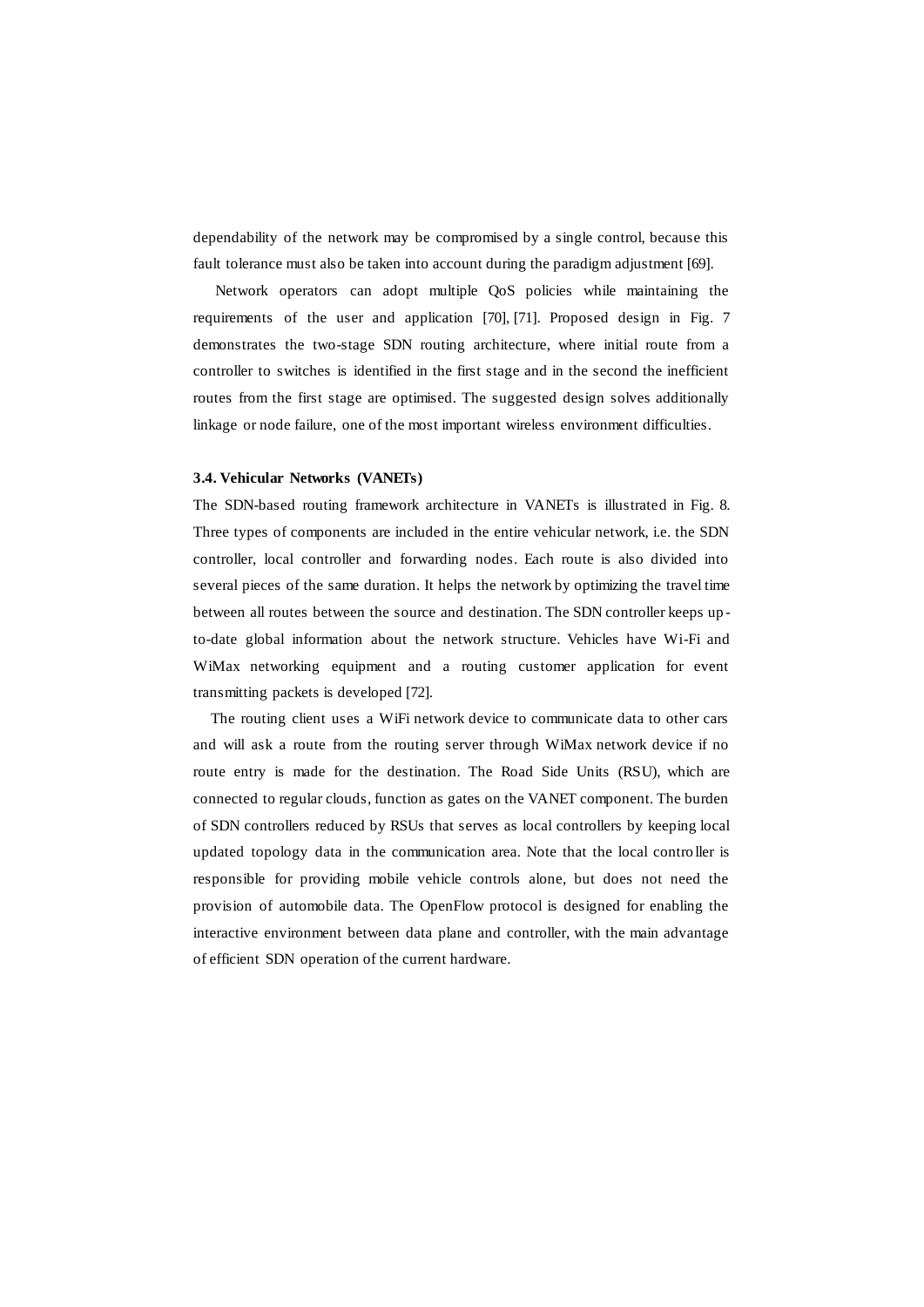dependability of the network may be compromised by a single control, because this fault tolerance must also be taken into account during the paradigm adjustment [69].

Network operators can adopt multiple QoS policies while maintaining the requirements of the user and application [70], [71]. Proposed design in Fig. 7 demonstrates the two-stage SDN routing architecture, where initial route from a controller to switches is identified in the first stage and in the second the inefficient routes from the first stage are optimised. The suggested design solves additionally linkage or node failure, one of the most important wireless environment difficulties.

### 3.4. Vehicular Networks (VANETs)

The SDN-based routing framework architecture in VANETs is illustrated in Fig. 8. Three types of components are included in the entire vehicular network, i.e. the SDN controller, local controller and forwarding nodes. Each route is also divided into several pieces of the same duration. It helps the network by optimizing the travel time between all routes between the source and destination. The SDN controller keeps up-to-date global information about the network structure. Vehicles have Wi-Fi and WiMax networking equipment and a routing customer application for event transmitting packets is developed [72].

The routing client uses a WiFi network device to communicate data to other cars and will ask a route from the routing server through WiMax network device if no route entry is made for the destination. The Road Side Units (RSU), which are connected to regular clouds, function as gates on the VANET component. The burden of SDN controllers reduced by RSUs that serves as local controllers by keeping local updated topology data in the communication area. Note that the local controller is responsible for providing mobile vehicle controls alone, but does not need the provision of automobile data. The OpenFlow protocol is designed for enabling the interactive environment between data plane and controller, with the main advantage of efficient SDN operation of the current hardware.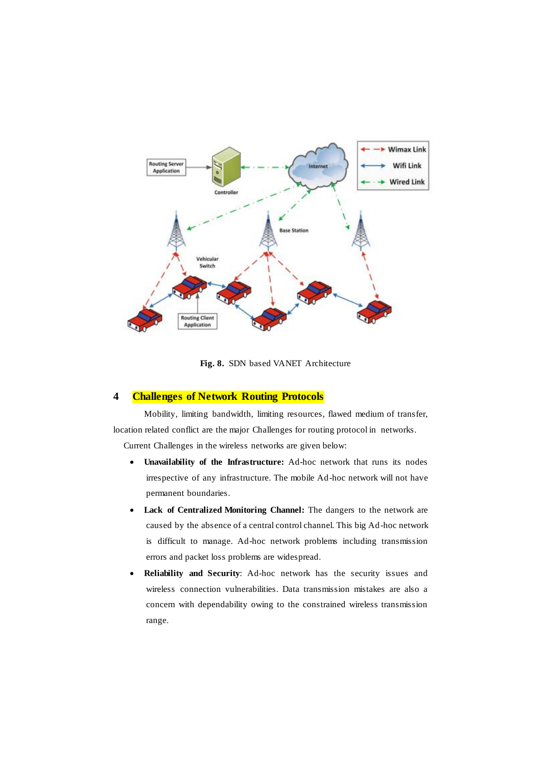**Fig. 8.** SDN based VANET Architecture

## 4 Challenges of Network Routing Protocols

Mobility, limiting bandwidth, limiting resources, flawed medium of transfer, location related conflict are the major Challenges for routing protocol in networks.

Current Challenges in the wireless networks are given below:

- **Unavailability of the Infrastructure:** Ad-hoc network that runs its nodes irrespective of any infrastructure. The mobile Ad-hoc network will not have permanent boundaries.
- **Lack of Centralized Monitoring Channel:** The dangers to the network are caused by the absence of a central control channel. This big Ad-hoc network is difficult to manage. Ad-hoc network problems including transmission errors and packet loss problems are widespread.
- **Reliability and Security**: Ad-hoc network has the security issues and wireless connection vulnerabilities. Data transmission mistakes are also a concern with dependability owing to the constrained wireless transmission range.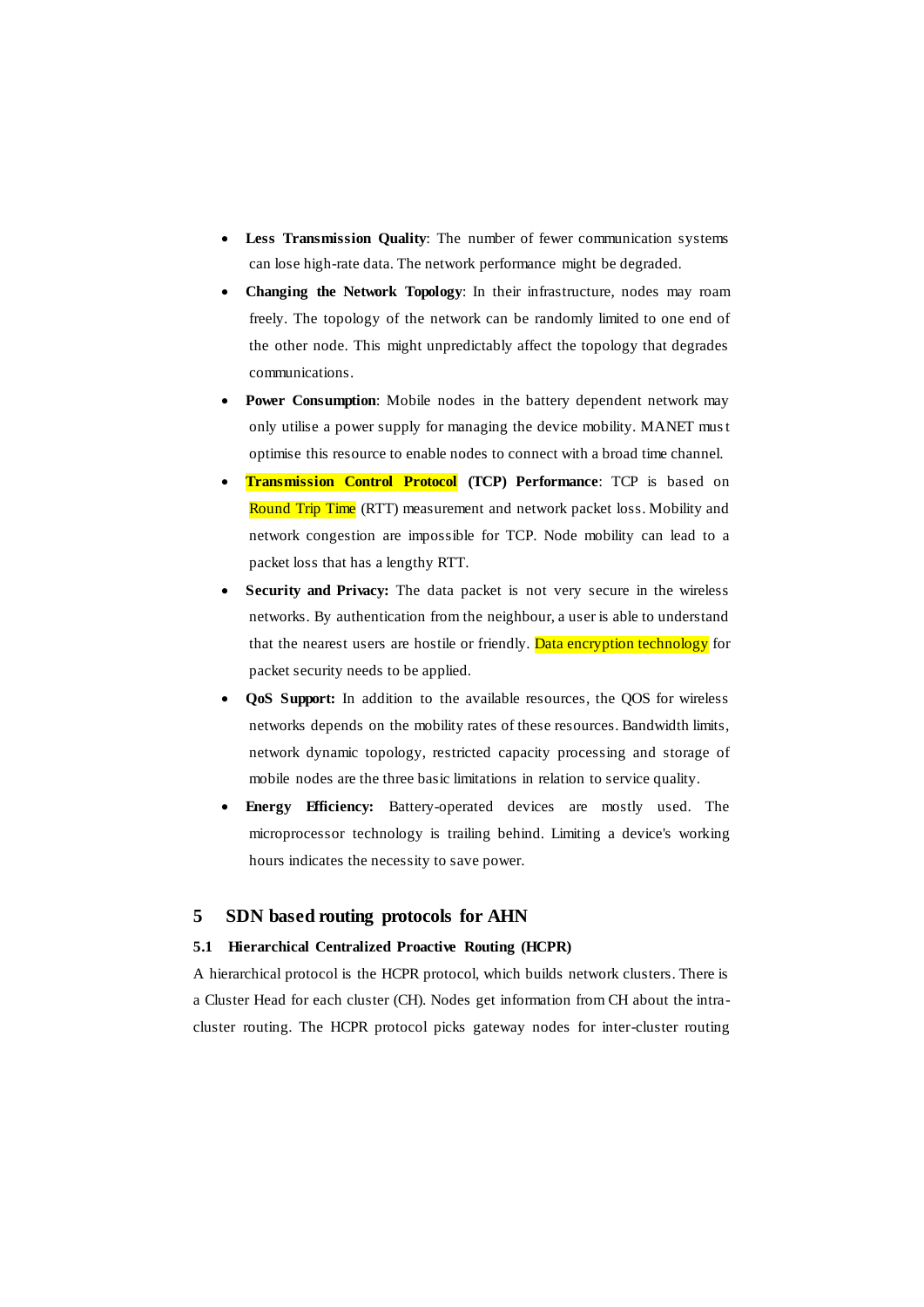- **Less Transmission Quality**: The number of fewer communication systems can lose high-rate data. The network performance might be degraded.
- **Changing the Network Topology**: In their infrastructure, nodes may roam freely. The topology of the network can be randomly limited to one end of the other node. This might unpredictably affect the topology that degrades communications.
- **Power Consumption**: Mobile nodes in the battery dependent network may only utilise a power supply for managing the device mobility. MANET must optimise this resource to enable nodes to connect with a broad time channel.
- **Transmission Control Protocol (TCP) Performance**: TCP is based on Round Trip Time (RTT) measurement and network packet loss. Mobility and network congestion are impossible for TCP. Node mobility can lead to a packet loss that has a lengthy RTT.
- **Security and Privacy:** The data packet is not very secure in the wireless networks. By authentication from the neighbour, a user is able to understand that the nearest users are hostile or friendly. Data encryption technology for packet security needs to be applied.
- **QoS Support:** In addition to the available resources, the QOS for wireless networks depends on the mobility rates of these resources. Bandwidth limits, network dynamic topology, restricted capacity processing and storage of mobile nodes are the three basic limitations in relation to service quality.
- **Energy Efficiency:** Battery-operated devices are mostly used. The microprocessor technology is trailing behind. Limiting a device's working hours indicates the necessity to save power.

## 5 SDN based routing protocols for AHN

### 5.1 Hierarchical Centralized Proactive Routing (HCPR)

A hierarchical protocol is the HCPR protocol, which builds network clusters. There is a Cluster Head for each cluster (CH). Nodes get information from CH about the intra-cluster routing. The HCPR protocol picks gateway nodes for inter-cluster routing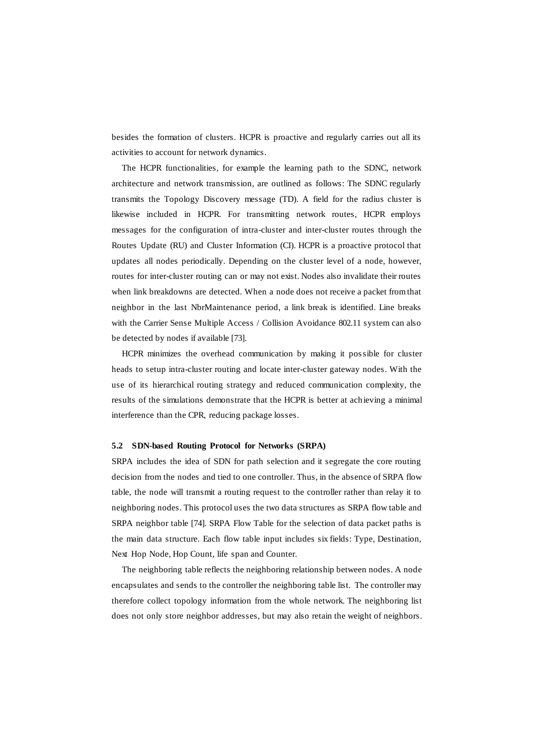besides the formation of clusters. HCPR is proactive and regularly carries out all its activities to account for network dynamics.

The HCPR functionalities, for example the learning path to the SDNC, network architecture and network transmission, are outlined as follows: The SDNC regularly transmits the Topology Discovery message (TD). A field for the radius cluster is likewise included in HCPR. For transmitting network routes, HCPR employs messages for the configuration of intra-cluster and inter-cluster routes through the Routes Update (RU) and Cluster Information (CI). HCPR is a proactive protocol that updates all nodes periodically. Depending on the cluster level of a node, however, routes for inter-cluster routing can or may not exist. Nodes also invalidate their routes when link breakdowns are detected. When a node does not receive a packet from that neighbor in the last NbrMaintenance period, a link break is identified. Line breaks with the Carrier Sense Multiple Access / Collision Avoidance 802.11 system can also be detected by nodes if available [73].

HCPR minimizes the overhead communication by making it possible for cluster heads to setup intra-cluster routing and locate inter-cluster gateway nodes. With the use of its hierarchical routing strategy and reduced communication complexity, the results of the simulations demonstrate that the HCPR is better at achieving a minimal interference than the CPR, reducing package losses.

### 5.2 SDN-based Routing Protocol for Networks (SRPA)

SRPA includes the idea of SDN for path selection and it segregate the core routing decision from the nodes and tied to one controller. Thus, in the absence of SRPA flow table, the node will transmit a routing request to the controller rather than relay it to neighboring nodes. This protocol uses the two data structures as SRPA flow table and SRPA neighbor table [74]. SRPA Flow Table for the selection of data packet paths is the main data structure. Each flow table input includes six fields: Type, Destination, Next Hop Node, Hop Count, life span and Counter.

The neighboring table reflects the neighboring relationship between nodes. A node encapsulates and sends to the controller the neighboring table list. The controller may therefore collect topology information from the whole network. The neighboring list does not only store neighbor addresses, but may also retain the weight of neighbors.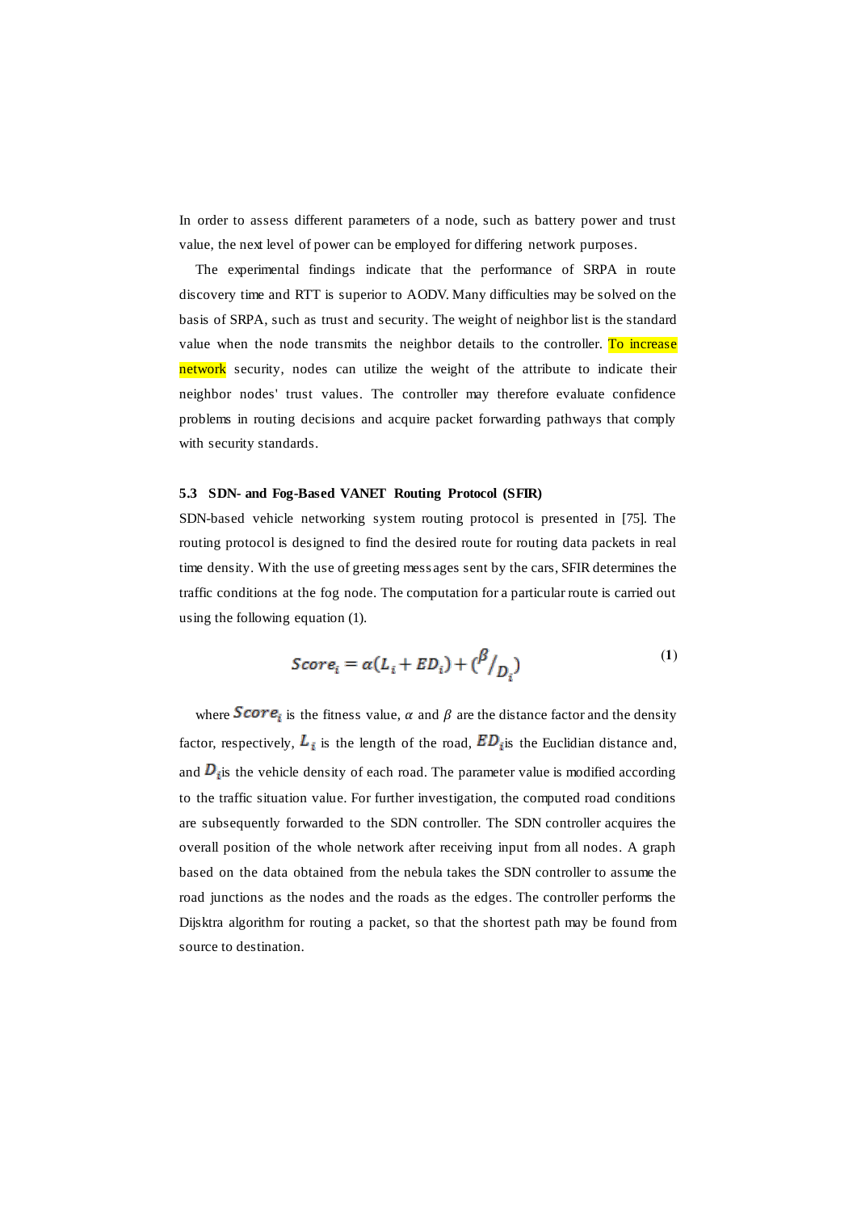In order to assess different parameters of a node, such as battery power and trust value, the next level of power can be employed for differing network purposes.

The experimental findings indicate that the performance of SRPA in route discovery time and RTT is superior to AODV. Many difficulties may be solved on the basis of SRPA, such as trust and security. The weight of neighbor list is the standard value when the node transmits the neighbor details to the controller. To increase network security, nodes can utilize the weight of the attribute to indicate their neighbor nodes' trust values. The controller may therefore evaluate confidence problems in routing decisions and acquire packet forwarding pathways that comply with security standards.

### 5.3 SDN- and Fog-Based VANET Routing Protocol (SFIR)

SDN-based vehicle networking system routing protocol is presented in [75]. The routing protocol is designed to find the desired route for routing data packets in real time density. With the use of greeting messages sent by the cars, SFIR determines the traffic conditions at the fog node. The computation for a particular route is carried out using the following equation (1).

$$Score_i = \alpha(L_i + ED_i) + ({}^{\beta}/_{D_i}) \tag{1}$$

where $Score_i$ is the fitness value, $\alpha$ and $\beta$ are the distance factor and the density factor, respectively, $L_i$ is the length of the road, $ED_i$is the Euclidian distance and, and $D_i$is the vehicle density of each road. The parameter value is modified according to the traffic situation value. For further investigation, the computed road conditions are subsequently forwarded to the SDN controller. The SDN controller acquires the overall position of the whole network after receiving input from all nodes. A graph based on the data obtained from the nebula takes the SDN controller to assume the road junctions as the nodes and the roads as the edges. The controller performs the Dijsktra algorithm for routing a packet, so that the shortest path may be found from source to destination.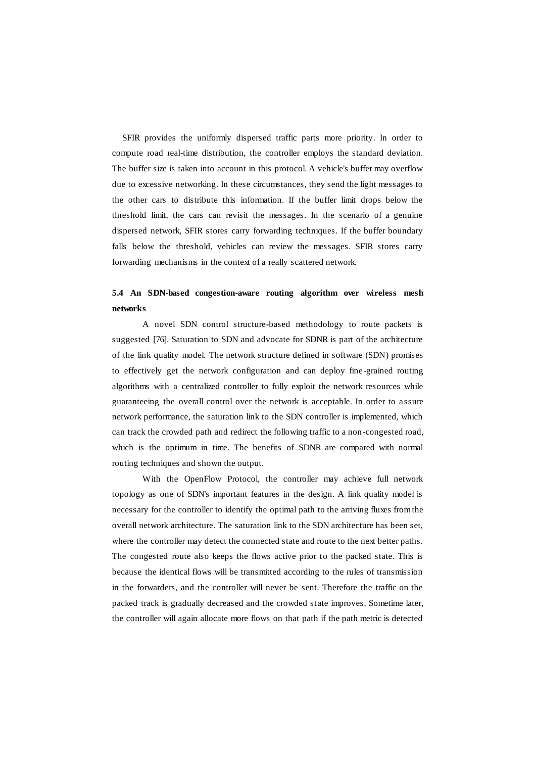SFIR provides the uniformly dispersed traffic parts more priority. In order to compute road real-time distribution, the controller employs the standard deviation. The buffer size is taken into account in this protocol. A vehicle's buffer may overflow due to excessive networking. In these circumstances, they send the light messages to the other cars to distribute this information. If the buffer limit drops below the threshold limit, the cars can revisit the messages. In the scenario of a genuine dispersed network, SFIR stores carry forwarding techniques. If the buffer boundary falls below the threshold, vehicles can review the messages. SFIR stores carry forwarding mechanisms in the context of a really scattered network.

### 5.4 An SDN-based congestion-aware routing algorithm over wireless mesh networks

A novel SDN control structure-based methodology to route packets is suggested [76]. Saturation to SDN and advocate for SDNR is part of the architecture of the link quality model. The network structure defined in software (SDN) promises to effectively get the network configuration and can deploy fine-grained routing algorithms with a centralized controller to fully exploit the network resources while guaranteeing the overall control over the network is acceptable. In order to assure network performance, the saturation link to the SDN controller is implemented, which can track the crowded path and redirect the following traffic to a non-congested road, which is the optimum in time. The benefits of SDNR are compared with normal routing techniques and shown the output.

With the OpenFlow Protocol, the controller may achieve full network topology as one of SDN's important features in the design. A link quality model is necessary for the controller to identify the optimal path to the arriving fluxes from the overall network architecture. The saturation link to the SDN architecture has been set, where the controller may detect the connected state and route to the next better paths. The congested route also keeps the flows active prior to the packed state. This is because the identical flows will be transmitted according to the rules of transmission in the forwarders, and the controller will never be sent. Therefore the traffic on the packed track is gradually decreased and the crowded state improves. Sometime later, the controller will again allocate more flows on that path if the path metric is detected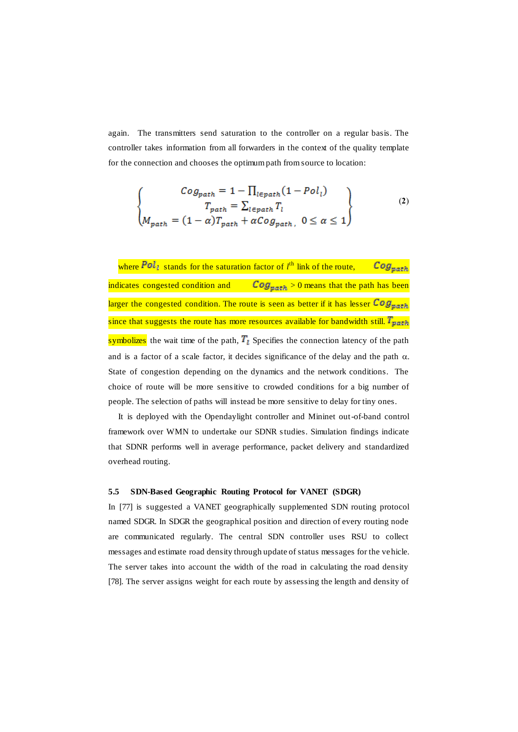again. The transmitters send saturation to the controller on a regular basis. The controller takes information from all forwarders in the context of the quality template for the connection and chooses the optimum path from source to location:

$$
\left\{
\begin{array}{c}
Cog_{path} = 1 - \prod_{l \in path}(1 - Pol_l) \\
T_{path} = \sum_{l \in path} T_l \\
M_{path} = (1-\alpha)T_{path} + \alpha Cog_{path},\ 0 \leq \alpha \leq 1
\end{array}
\right\}
\tag{2}
$$

where $Pol_l$ stands for the saturation factor of $l^{th}$ link of the route, $Cog_{path}$ indicates congested condition and $Cog_{path} > 0$ means that the path has been larger the congested condition. The route is seen as better if it has lesser $Cog_{path}$ since that suggests the route has more resources available for bandwidth still. $T_{path}$ symbolizes the wait time of the path, $T_l$ Specifies the connection latency of the path and is a factor of a scale factor, it decides significance of the delay and the path $\alpha$. State of congestion depending on the dynamics and the network conditions. The choice of route will be more sensitive to crowded conditions for a big number of people. The selection of paths will instead be more sensitive to delay for tiny ones.

It is deployed with the Opendaylight controller and Mininet out-of-band control framework over WMN to undertake our SDNR studies. Simulation findings indicate that SDNR performs well in average performance, packet delivery and standardized overhead routing.

### 5.5 SDN-Based Geographic Routing Protocol for VANET (SDGR)

In [77] is suggested a VANET geographically supplemented SDN routing protocol named SDGR. In SDGR the geographical position and direction of every routing node are communicated regularly. The central SDN controller uses RSU to collect messages and estimate road density through update of status messages for the vehicle. The server takes into account the width of the road in calculating the road density [78]. The server assigns weight for each route by assessing the length and density of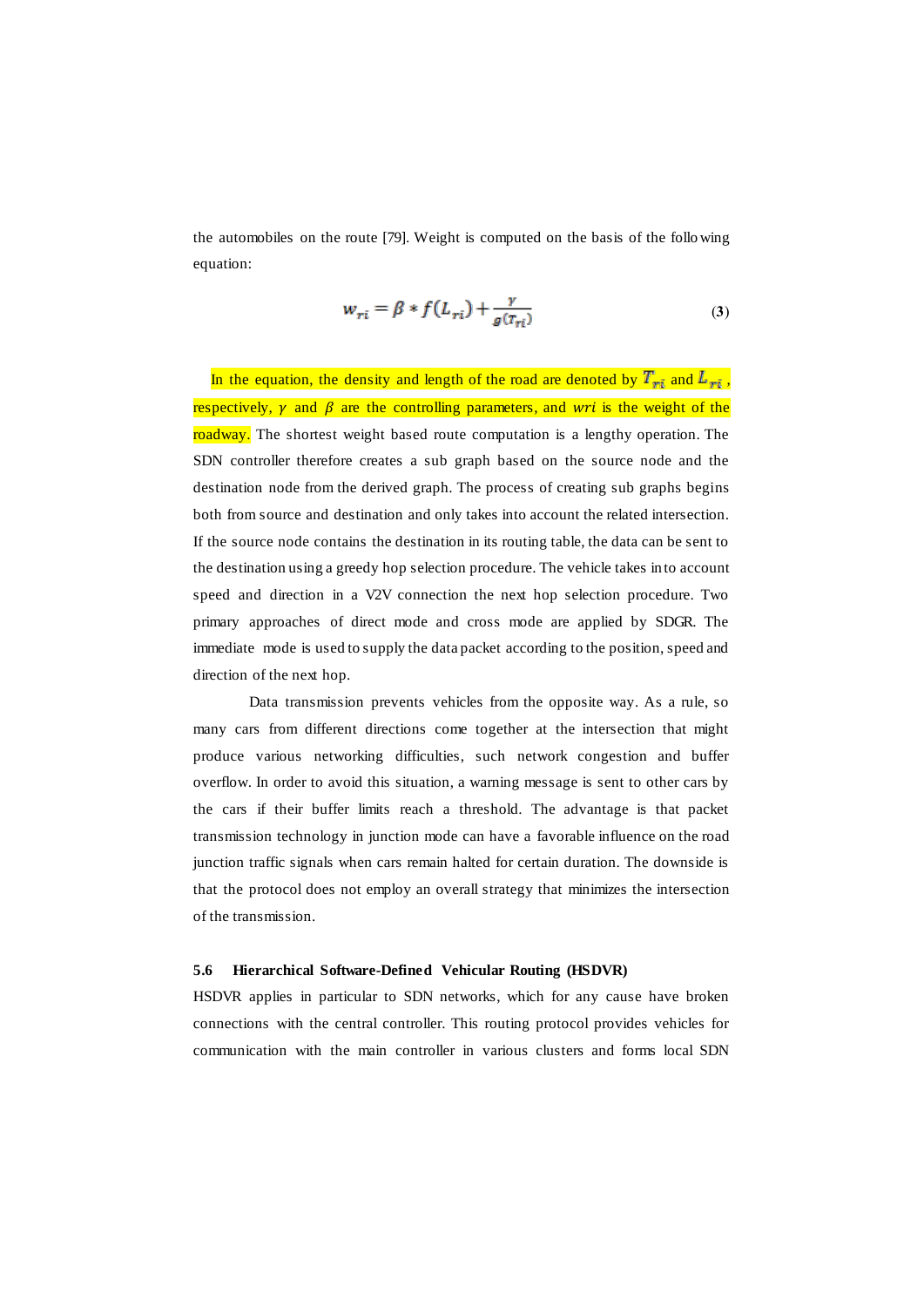the automobiles on the route [79]. Weight is computed on the basis of the following equation:

$$w_{ri} = \beta * f(L_{ri}) + \frac{\gamma}{g(T_{ri})} \tag{3}$$

In the equation, the density and length of the road are denoted by $T_{ri}$ and $L_{ri}$, respectively, $\gamma$ and $\beta$ are the controlling parameters, and $wri$ is the weight of the roadway. The shortest weight based route computation is a lengthy operation. The SDN controller therefore creates a sub graph based on the source node and the destination node from the derived graph. The process of creating sub graphs begins both from source and destination and only takes into account the related intersection. If the source node contains the destination in its routing table, the data can be sent to the destination using a greedy hop selection procedure. The vehicle takes into account speed and direction in a V2V connection the next hop selection procedure. Two primary approaches of direct mode and cross mode are applied by SDGR. The immediate mode is used to supply the data packet according to the position, speed and direction of the next hop.

Data transmission prevents vehicles from the opposite way. As a rule, so many cars from different directions come together at the intersection that might produce various networking difficulties, such network congestion and buffer overflow. In order to avoid this situation, a warning message is sent to other cars by the cars if their buffer limits reach a threshold. The advantage is that packet transmission technology in junction mode can have a favorable influence on the road junction traffic signals when cars remain halted for certain duration. The downside is that the protocol does not employ an overall strategy that minimizes the intersection of the transmission.

### 5.6 Hierarchical Software-Defined Vehicular Routing (HSDVR)

HSDVR applies in particular to SDN networks, which for any cause have broken connections with the central controller. This routing protocol provides vehicles for communication with the main controller in various clusters and forms local SDN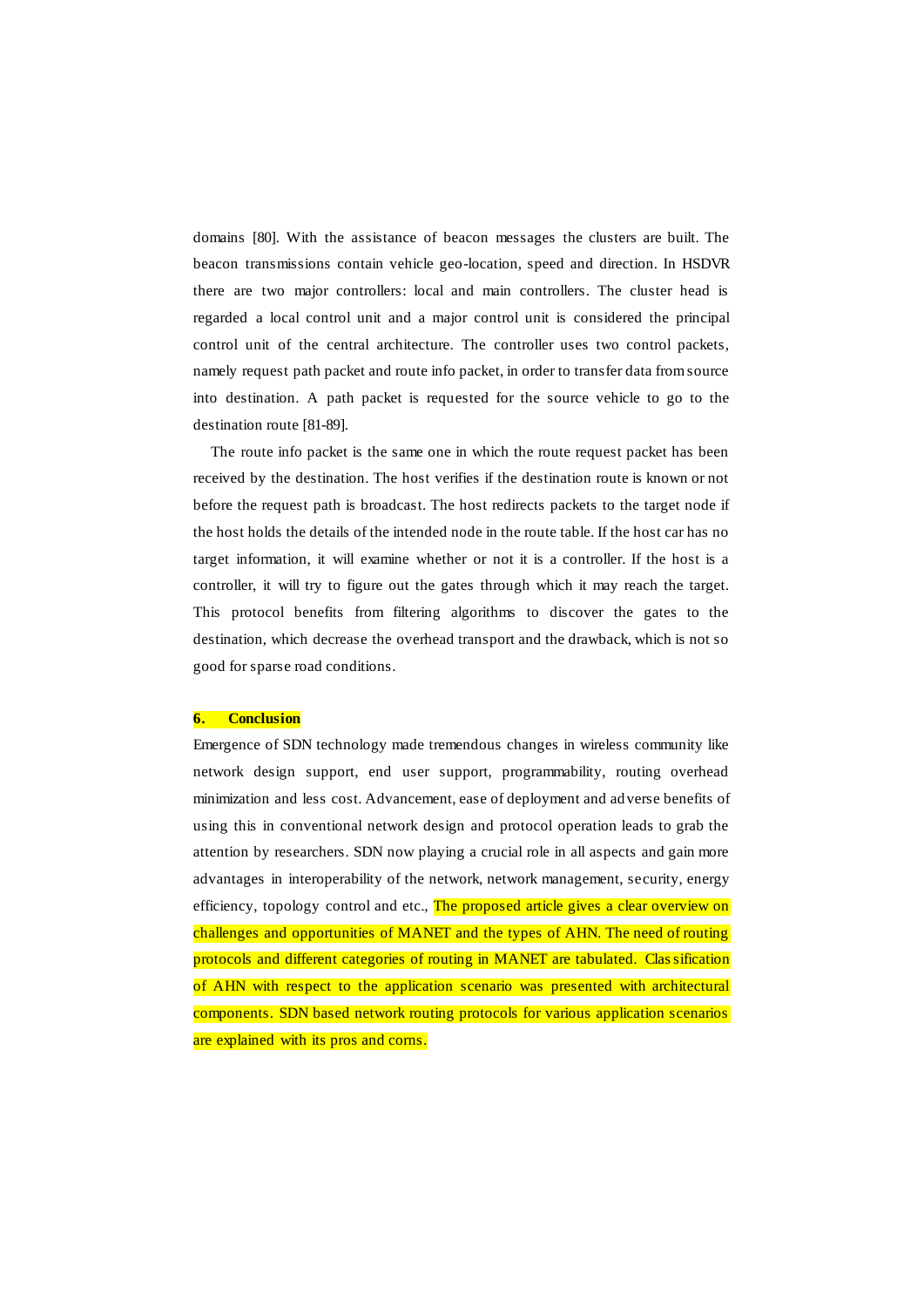domains [80]. With the assistance of beacon messages the clusters are built. The beacon transmissions contain vehicle geo-location, speed and direction. In HSDVR there are two major controllers: local and main controllers. The cluster head is regarded a local control unit and a major control unit is considered the principal control unit of the central architecture. The controller uses two control packets, namely request path packet and route info packet, in order to transfer data from source into destination. A path packet is requested for the source vehicle to go to the destination route [81-89].

The route info packet is the same one in which the route request packet has been received by the destination. The host verifies if the destination route is known or not before the request path is broadcast. The host redirects packets to the target node if the host holds the details of the intended node in the route table. If the host car has no target information, it will examine whether or not it is a controller. If the host is a controller, it will try to figure out the gates through which it may reach the target. This protocol benefits from filtering algorithms to discover the gates to the destination, which decrease the overhead transport and the drawback, which is not so good for sparse road conditions.

## 6. Conclusion

Emergence of SDN technology made tremendous changes in wireless community like network design support, end user support, programmability, routing overhead minimization and less cost. Advancement, ease of deployment and adverse benefits of using this in conventional network design and protocol operation leads to grab the attention by researchers. SDN now playing a crucial role in all aspects and gain more advantages in interoperability of the network, network management, security, energy efficiency, topology control and etc., The proposed article gives a clear overview on challenges and opportunities of MANET and the types of AHN. The need of routing protocols and different categories of routing in MANET are tabulated. Classification of AHN with respect to the application scenario was presented with architectural components. SDN based network routing protocols for various application scenarios are explained with its pros and corns.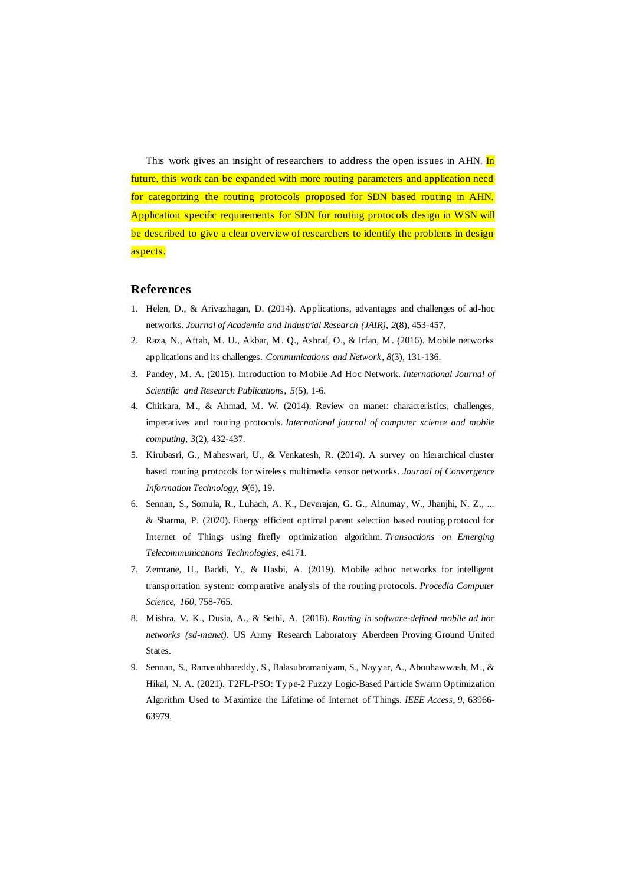This work gives an insight of researchers to address the open issues in AHN. In future, this work can be expanded with more routing parameters and application need for categorizing the routing protocols proposed for SDN based routing in AHN. Application specific requirements for SDN for routing protocols design in WSN will be described to give a clear overview of researchers to identify the problems in design aspects.

## References

1. Helen, D., & Arivazhagan, D. (2014). Applications, advantages and challenges of ad-hoc networks. *Journal of Academia and Industrial Research (JAIR)*, *2*(8), 453-457.
2. Raza, N., Aftab, M. U., Akbar, M. Q., Ashraf, O., & Irfan, M. (2016). Mobile networks applications and its challenges. *Communications and Network*, *8*(3), 131-136.
3. Pandey, M. A. (2015). Introduction to Mobile Ad Hoc Network. *International Journal of Scientific and Research Publications*, *5*(5), 1-6.
4. Chitkara, M., & Ahmad, M. W. (2014). Review on manet: characteristics, challenges, imperatives and routing protocols. *International journal of computer science and mobile computing*, *3*(2), 432-437.
5. Kirubasri, G., Maheswari, U., & Venkatesh, R. (2014). A survey on hierarchical cluster based routing protocols for wireless multimedia sensor networks. *Journal of Convergence Information Technology*, *9*(6), 19.
6. Sennan, S., Somula, R., Luhach, A. K., Deverajan, G. G., Alnumay, W., Jhanjhi, N. Z., ... & Sharma, P. (2020). Energy efficient optimal parent selection based routing protocol for Internet of Things using firefly optimization algorithm. *Transactions on Emerging Telecommunications Technologies*, e4171.
7. Zemrane, H., Baddi, Y., & Hasbi, A. (2019). Mobile adhoc networks for intelligent transportation system: comparative analysis of the routing protocols. *Procedia Computer Science*, *160*, 758-765.
8. Mishra, V. K., Dusia, A., & Sethi, A. (2018). *Routing in software-defined mobile ad hoc networks (sd-manet)*. US Army Research Laboratory Aberdeen Proving Ground United States.
9. Sennan, S., Ramasubbareddy, S., Balasubramaniyam, S., Nayyar, A., Abouhawwash, M., & Hikal, N. A. (2021). T2FL-PSO: Type-2 Fuzzy Logic-Based Particle Swarm Optimization Algorithm Used to Maximize the Lifetime of Internet of Things. *IEEE Access*, *9*, 63966-63979.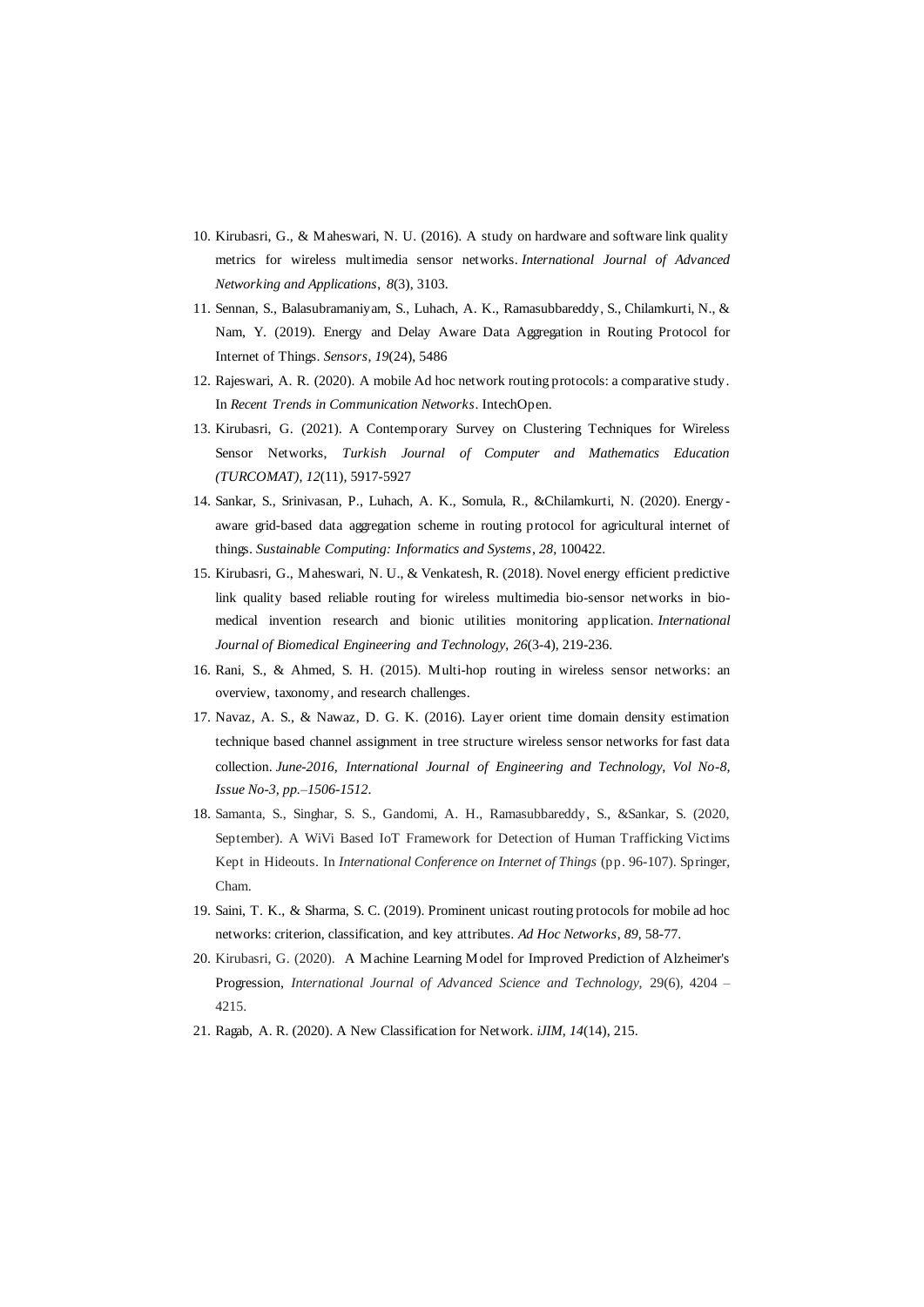10. Kirubasri, G., & Maheswari, N. U. (2016). A study on hardware and software link quality metrics for wireless multimedia sensor networks. *International Journal of Advanced Networking and Applications*, *8*(3), 3103.
11. Sennan, S., Balasubramaniyam, S., Luhach, A. K., Ramasubbareddy, S., Chilamkurti, N., & Nam, Y. (2019). Energy and Delay Aware Data Aggregation in Routing Protocol for Internet of Things. *Sensors*, *19*(24), 5486
12. Rajeswari, A. R. (2020). A mobile Ad hoc network routing protocols: a comparative study. In *Recent Trends in Communication Networks*. IntechOpen.
13. Kirubasri, G. (2021). A Contemporary Survey on Clustering Techniques for Wireless Sensor Networks, *Turkish Journal of Computer and Mathematics Education (TURCOMAT)*, *12*(11), 5917-5927
14. Sankar, S., Srinivasan, P., Luhach, A. K., Somula, R., &Chilamkurti, N. (2020). Energy-aware grid-based data aggregation scheme in routing protocol for agricultural internet of things. *Sustainable Computing: Informatics and Systems*, *28*, 100422.
15. Kirubasri, G., Maheswari, N. U., & Venkatesh, R. (2018). Novel energy efficient predictive link quality based reliable routing for wireless multimedia bio-sensor networks in bio-medical invention research and bionic utilities monitoring application. *International Journal of Biomedical Engineering and Technology*, *26*(3-4), 219-236.
16. Rani, S., & Ahmed, S. H. (2015). Multi-hop routing in wireless sensor networks: an overview, taxonomy, and research challenges.
17. Navaz, A. S., & Nawaz, D. G. K. (2016). Layer orient time domain density estimation technique based channel assignment in tree structure wireless sensor networks for fast data collection. *June-2016, International Journal of Engineering and Technology, Vol No-8, Issue No-3, pp.–1506-1512*.
18. Samanta, S., Singhar, S. S., Gandomi, A. H., Ramasubbareddy, S., &Sankar, S. (2020, September). A WiVi Based IoT Framework for Detection of Human Trafficking Victims Kept in Hideouts. In *International Conference on Internet of Things* (pp. 96-107). Springer, Cham.
19. Saini, T. K., & Sharma, S. C. (2019). Prominent unicast routing protocols for mobile ad hoc networks: criterion, classification, and key attributes. *Ad Hoc Networks*, *89*, 58-77.
20. Kirubasri, G. (2020). A Machine Learning Model for Improved Prediction of Alzheimer's Progression, *International Journal of Advanced Science and Technology,* 29(6), 4204 – 4215.
21. Ragab, A. R. (2020). A New Classification for Network. *iJIM*, *14*(14), 215.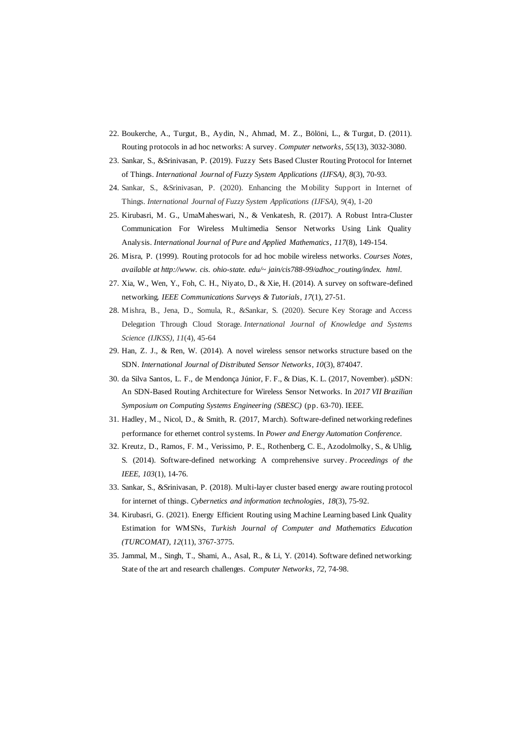22. Boukerche, A., Turgut, B., Aydin, N., Ahmad, M. Z., Bölöni, L., & Turgut, D. (2011). Routing protocols in ad hoc networks: A survey. *Computer networks*, *55*(13), 3032-3080.
23. Sankar, S., &Srinivasan, P. (2019). Fuzzy Sets Based Cluster Routing Protocol for Internet of Things. *International Journal of Fuzzy System Applications (IJFSA)*, *8*(3), 70-93.
24. Sankar, S., &Srinivasan, P. (2020). Enhancing the Mobility Support in Internet of Things. *International Journal of Fuzzy System Applications (IJFSA)*, *9*(4), 1-20
25. Kirubasri, M. G., UmaMaheswari, N., & Venkatesh, R. (2017). A Robust Intra-Cluster Communication For Wireless Multimedia Sensor Networks Using Link Quality Analysis. *International Journal of Pure and Applied Mathematics*, *117*(8), 149-154.
26. Misra, P. (1999). Routing protocols for ad hoc mobile wireless networks. *Courses Notes, available at http://www. cis. ohio-state. edu/~ jain/cis788-99/adhoc_routing/index. html*.
27. Xia, W., Wen, Y., Foh, C. H., Niyato, D., & Xie, H. (2014). A survey on software-defined networking. *IEEE Communications Surveys & Tutorials*, *17*(1), 27-51.
28. Mishra, B., Jena, D., Somula, R., &Sankar, S. (2020). Secure Key Storage and Access Delegation Through Cloud Storage. *International Journal of Knowledge and Systems Science (IJKSS)*, *11*(4), 45-64
29. Han, Z. J., & Ren, W. (2014). A novel wireless sensor networks structure based on the SDN. *International Journal of Distributed Sensor Networks*, *10*(3), 874047.
30. da Silva Santos, L. F., de Mendonça Júnior, F. F., & Dias, K. L. (2017, November). μSDN: An SDN-Based Routing Architecture for Wireless Sensor Networks. In *2017 VII Brazilian Symposium on Computing Systems Engineering (SBESC)* (pp. 63-70). IEEE.
31. Hadley, M., Nicol, D., & Smith, R. (2017, March). Software-defined networking redefines performance for ethernet control systems. In *Power and Energy Automation Conference*.
32. Kreutz, D., Ramos, F. M., Verissimo, P. E., Rothenberg, C. E., Azodolmolky, S., & Uhlig, S. (2014). Software-defined networking: A comprehensive survey. *Proceedings of the IEEE*, *103*(1), 14-76.
33. Sankar, S., &Srinivasan, P. (2018). Multi-layer cluster based energy aware routing protocol for internet of things. *Cybernetics and information technologies*, *18*(3), 75-92.
34. Kirubasri, G. (2021). Energy Efficient Routing using Machine Learning based Link Quality Estimation for WMSNs, *Turkish Journal of Computer and Mathematics Education (TURCOMAT)*, *12*(11), 3767-3775.
35. Jammal, M., Singh, T., Shami, A., Asal, R., & Li, Y. (2014). Software defined networking: State of the art and research challenges. *Computer Networks*, *72*, 74-98.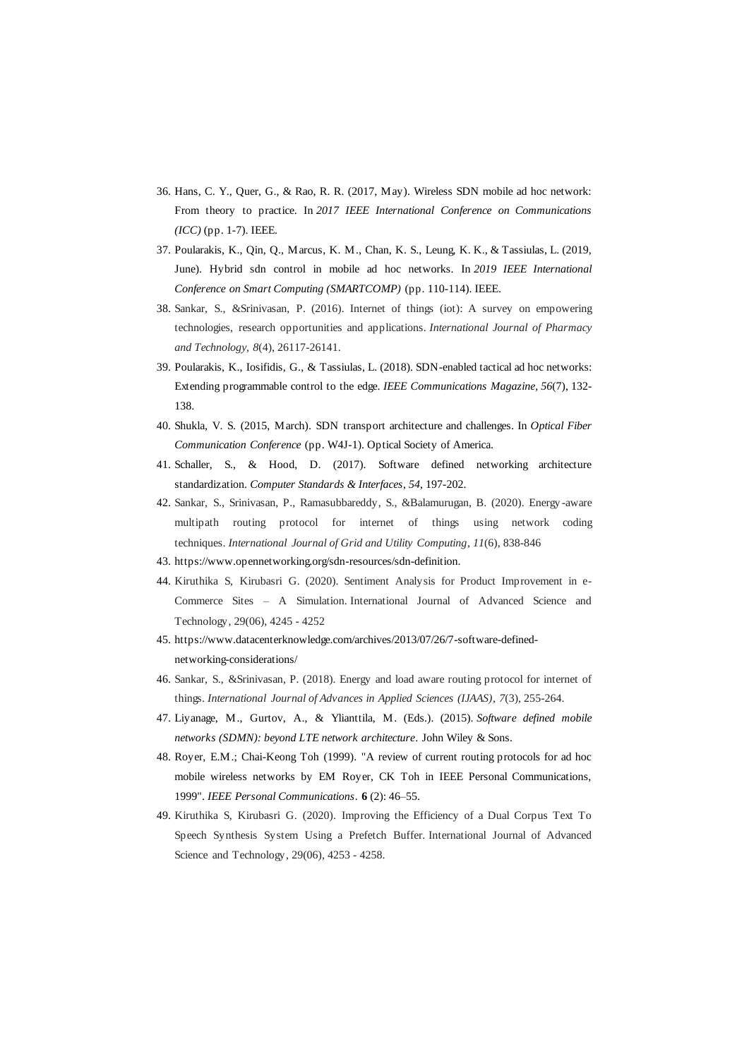36. Hans, C. Y., Quer, G., & Rao, R. R. (2017, May). Wireless SDN mobile ad hoc network: From theory to practice. In *2017 IEEE International Conference on Communications (ICC)* (pp. 1-7). IEEE.
37. Poularakis, K., Qin, Q., Marcus, K. M., Chan, K. S., Leung, K. K., & Tassiulas, L. (2019, June). Hybrid sdn control in mobile ad hoc networks. In *2019 IEEE International Conference on Smart Computing (SMARTCOMP)* (pp. 110-114). IEEE.
38. Sankar, S., &Srinivasan, P. (2016). Internet of things (iot): A survey on empowering technologies, research opportunities and applications. *International Journal of Pharmacy and Technology*, *8*(4), 26117-26141.
39. Poularakis, K., Iosifidis, G., & Tassiulas, L. (2018). SDN-enabled tactical ad hoc networks: Extending programmable control to the edge. *IEEE Communications Magazine*, *56*(7), 132-138.
40. Shukla, V. S. (2015, March). SDN transport architecture and challenges. In *Optical Fiber Communication Conference* (pp. W4J-1). Optical Society of America.
41. Schaller, S., & Hood, D. (2017). Software defined networking architecture standardization. *Computer Standards & Interfaces*, *54*, 197-202.
42. Sankar, S., Srinivasan, P., Ramasubbareddy, S., &Balamurugan, B. (2020). Energy-aware multipath routing protocol for internet of things using network coding techniques. *International Journal of Grid and Utility Computing*, *11*(6), 838-846
43. https://www.opennetworking.org/sdn-resources/sdn-definition.
44. Kiruthika S, Kirubasri G. (2020). Sentiment Analysis for Product Improvement in e-Commerce Sites – A Simulation. International Journal of Advanced Science and Technology, 29(06), 4245 - 4252
45. https://www.datacenterknowledge.com/archives/2013/07/26/7-software-defined-networking-considerations/
46. Sankar, S., &Srinivasan, P. (2018). Energy and load aware routing protocol for internet of things. *International Journal of Advances in Applied Sciences (IJAAS)*, *7*(3), 255-264.
47. Liyanage, M., Gurtov, A., & Ylianttila, M. (Eds.). (2015). *Software defined mobile networks (SDMN): beyond LTE network architecture*. John Wiley & Sons.
48. Royer, E.M.; Chai-Keong Toh (1999). "A review of current routing protocols for ad hoc mobile wireless networks by EM Royer, CK Toh in IEEE Personal Communications, 1999". *IEEE Personal Communications*. **6** (2): 46–55.
49. Kiruthika S, Kirubasri G. (2020). Improving the Efficiency of a Dual Corpus Text To Speech Synthesis System Using a Prefetch Buffer. International Journal of Advanced Science and Technology, 29(06), 4253 - 4258.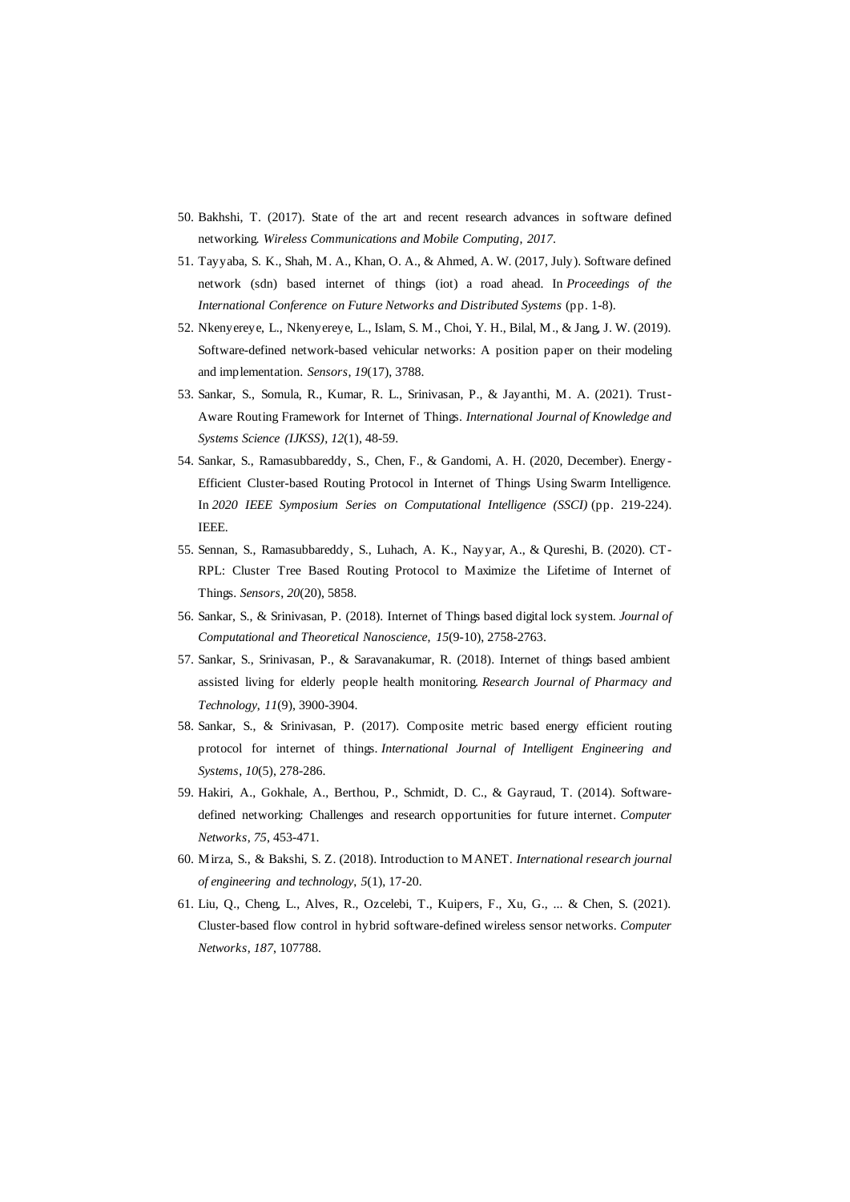50. Bakhshi, T. (2017). State of the art and recent research advances in software defined networking. *Wireless Communications and Mobile Computing*, *2017*.
51. Tayyaba, S. K., Shah, M. A., Khan, O. A., & Ahmed, A. W. (2017, July). Software defined network (sdn) based internet of things (iot) a road ahead. In *Proceedings of the International Conference on Future Networks and Distributed Systems* (pp. 1-8).
52. Nkenyereye, L., Nkenyereye, L., Islam, S. M., Choi, Y. H., Bilal, M., & Jang, J. W. (2019). Software-defined network-based vehicular networks: A position paper on their modeling and implementation. *Sensors*, *19*(17), 3788.
53. Sankar, S., Somula, R., Kumar, R. L., Srinivasan, P., & Jayanthi, M. A. (2021). Trust-Aware Routing Framework for Internet of Things. *International Journal of Knowledge and Systems Science (IJKSS)*, *12*(1), 48-59.
54. Sankar, S., Ramasubbareddy, S., Chen, F., & Gandomi, A. H. (2020, December). Energy-Efficient Cluster-based Routing Protocol in Internet of Things Using Swarm Intelligence. In *2020 IEEE Symposium Series on Computational Intelligence (SSCI)* (pp. 219-224). IEEE.
55. Sennan, S., Ramasubbareddy, S., Luhach, A. K., Nayyar, A., & Qureshi, B. (2020). CT-RPL: Cluster Tree Based Routing Protocol to Maximize the Lifetime of Internet of Things. *Sensors*, *20*(20), 5858.
56. Sankar, S., & Srinivasan, P. (2018). Internet of Things based digital lock system. *Journal of Computational and Theoretical Nanoscience*, *15*(9-10), 2758-2763.
57. Sankar, S., Srinivasan, P., & Saravanakumar, R. (2018). Internet of things based ambient assisted living for elderly people health monitoring. *Research Journal of Pharmacy and Technology*, *11*(9), 3900-3904.
58. Sankar, S., & Srinivasan, P. (2017). Composite metric based energy efficient routing protocol for internet of things. *International Journal of Intelligent Engineering and Systems*, *10*(5), 278-286.
59. Hakiri, A., Gokhale, A., Berthou, P., Schmidt, D. C., & Gayraud, T. (2014). Software-defined networking: Challenges and research opportunities for future internet. *Computer Networks*, *75*, 453-471.
60. Mirza, S., & Bakshi, S. Z. (2018). Introduction to MANET. *International research journal of engineering and technology*, *5*(1), 17-20.
61. Liu, Q., Cheng, L., Alves, R., Ozcelebi, T., Kuipers, F., Xu, G., ... & Chen, S. (2021). Cluster-based flow control in hybrid software-defined wireless sensor networks. *Computer Networks*, *187*, 107788.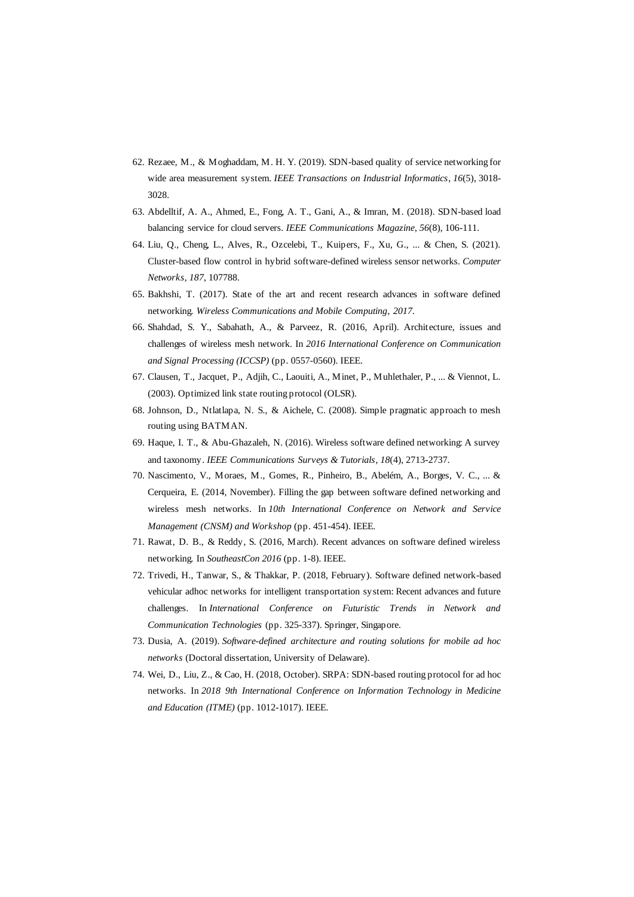62. Rezaee, M., & Moghaddam, M. H. Y. (2019). SDN-based quality of service networking for wide area measurement system. *IEEE Transactions on Industrial Informatics*, *16*(5), 3018-3028.
63. Abdelltif, A. A., Ahmed, E., Fong, A. T., Gani, A., & Imran, M. (2018). SDN-based load balancing service for cloud servers. *IEEE Communications Magazine*, *56*(8), 106-111.
64. Liu, Q., Cheng, L., Alves, R., Ozcelebi, T., Kuipers, F., Xu, G., ... & Chen, S. (2021). Cluster-based flow control in hybrid software-defined wireless sensor networks. *Computer Networks*, *187*, 107788.
65. Bakhshi, T. (2017). State of the art and recent research advances in software defined networking. *Wireless Communications and Mobile Computing*, *2017*.
66. Shahdad, S. Y., Sabahath, A., & Parveez, R. (2016, April). Architecture, issues and challenges of wireless mesh network. In *2016 International Conference on Communication and Signal Processing (ICCSP)* (pp. 0557-0560). IEEE.
67. Clausen, T., Jacquet, P., Adjih, C., Laouiti, A., Minet, P., Muhlethaler, P., ... & Viennot, L. (2003). Optimized link state routing protocol (OLSR).
68. Johnson, D., Ntlatlapa, N. S., & Aichele, C. (2008). Simple pragmatic approach to mesh routing using BATMAN.
69. Haque, I. T., & Abu-Ghazaleh, N. (2016). Wireless software defined networking: A survey and taxonomy. *IEEE Communications Surveys & Tutorials*, *18*(4), 2713-2737.
70. Nascimento, V., Moraes, M., Gomes, R., Pinheiro, B., Abelém, A., Borges, V. C., ... & Cerqueira, E. (2014, November). Filling the gap between software defined networking and wireless mesh networks. In *10th International Conference on Network and Service Management (CNSM) and Workshop* (pp. 451-454). IEEE.
71. Rawat, D. B., & Reddy, S. (2016, March). Recent advances on software defined wireless networking. In *SoutheastCon 2016* (pp. 1-8). IEEE.
72. Trivedi, H., Tanwar, S., & Thakkar, P. (2018, February). Software defined network-based vehicular adhoc networks for intelligent transportation system: Recent advances and future challenges. In *International Conference on Futuristic Trends in Network and Communication Technologies* (pp. 325-337). Springer, Singapore.
73. Dusia, A. (2019). *Software-defined architecture and routing solutions for mobile ad hoc networks* (Doctoral dissertation, University of Delaware).
74. Wei, D., Liu, Z., & Cao, H. (2018, October). SRPA: SDN-based routing protocol for ad hoc networks. In *2018 9th International Conference on Information Technology in Medicine and Education (ITME)* (pp. 1012-1017). IEEE.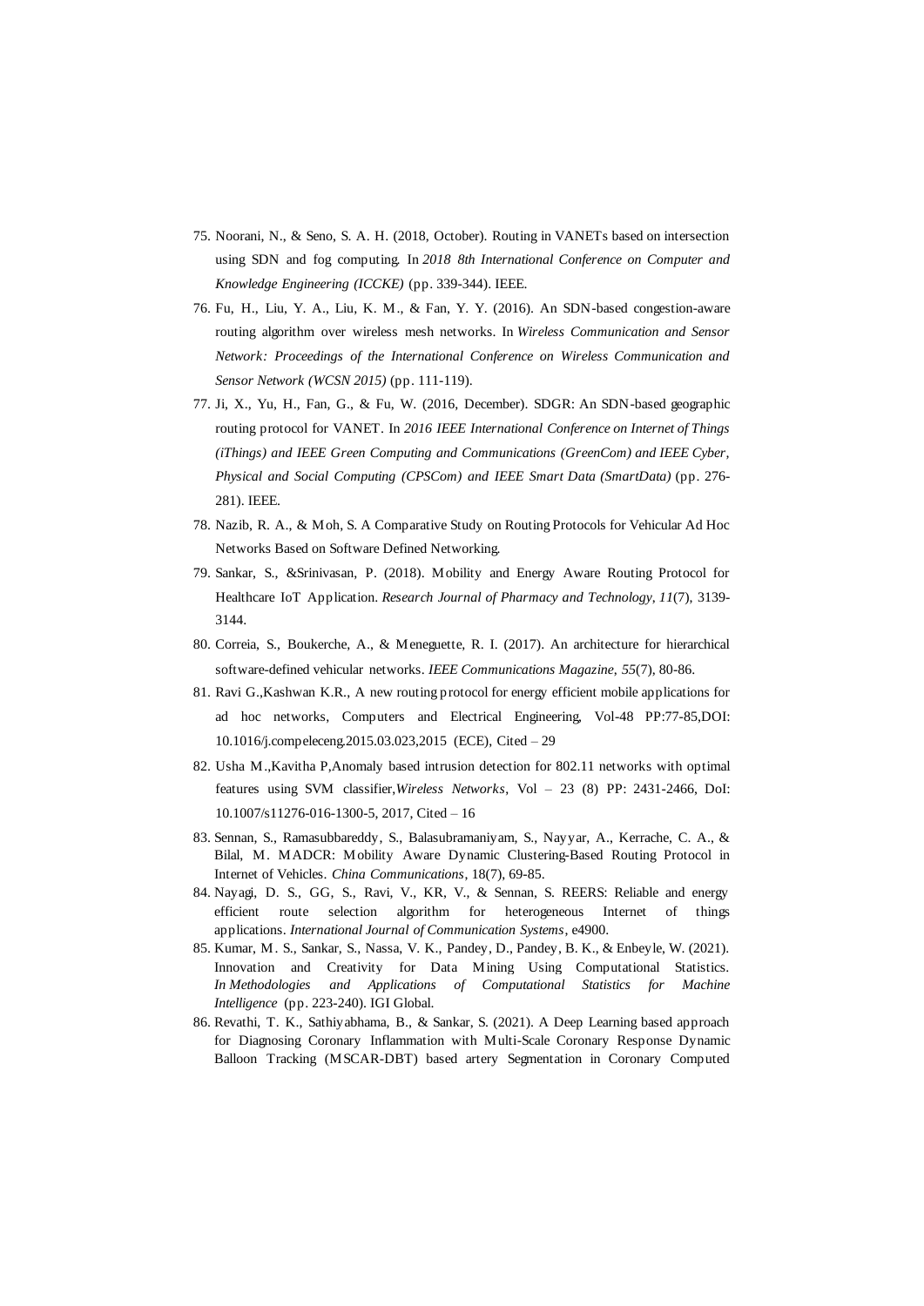75. Noorani, N., & Seno, S. A. H. (2018, October). Routing in VANETs based on intersection using SDN and fog computing. In *2018 8th International Conference on Computer and Knowledge Engineering (ICCKE)* (pp. 339-344). IEEE.
76. Fu, H., Liu, Y. A., Liu, K. M., & Fan, Y. Y. (2016). An SDN-based congestion-aware routing algorithm over wireless mesh networks. In *Wireless Communication and Sensor Network: Proceedings of the International Conference on Wireless Communication and Sensor Network (WCSN 2015)* (pp. 111-119).
77. Ji, X., Yu, H., Fan, G., & Fu, W. (2016, December). SDGR: An SDN-based geographic routing protocol for VANET. In *2016 IEEE International Conference on Internet of Things (iThings) and IEEE Green Computing and Communications (GreenCom) and IEEE Cyber, Physical and Social Computing (CPSCom) and IEEE Smart Data (SmartData)* (pp. 276-281). IEEE.
78. Nazib, R. A., & Moh, S. A Comparative Study on Routing Protocols for Vehicular Ad Hoc Networks Based on Software Defined Networking.
79. Sankar, S., &Srinivasan, P. (2018). Mobility and Energy Aware Routing Protocol for Healthcare IoT Application. *Research Journal of Pharmacy and Technology, 11*(7), 3139-3144.
80. Correia, S., Boukerche, A., & Meneguette, R. I. (2017). An architecture for hierarchical software-defined vehicular networks. *IEEE Communications Magazine*, *55*(7), 80-86.
81. Ravi G.,Kashwan K.R., A new routing protocol for energy efficient mobile applications for ad hoc networks, Computers and Electrical Engineering, Vol-48 PP:77-85,DOI: 10.1016/j.compeleceng.2015.03.023,2015 (ECE), Cited – 29
82. Usha M.,Kavitha P,Anomaly based intrusion detection for 802.11 networks with optimal features using SVM classifier,*Wireless Networks*, Vol – 23 (8) PP: 2431-2466, DoI: 10.1007/s11276-016-1300-5, 2017, Cited – 16
83. Sennan, S., Ramasubbareddy, S., Balasubramaniyam, S., Nayyar, A., Kerrache, C. A., & Bilal, M. MADCR: Mobility Aware Dynamic Clustering-Based Routing Protocol in Internet of Vehicles. *China Communications*, 18(7), 69-85.
84. Nayagi, D. S., GG, S., Ravi, V., KR, V., & Sennan, S. REERS: Reliable and energy efficient route selection algorithm for heterogeneous Internet of things applications. *International Journal of Communication Systems*, e4900.
85. Kumar, M. S., Sankar, S., Nassa, V. K., Pandey, D., Pandey, B. K., & Enbeyle, W. (2021). Innovation and Creativity for Data Mining Using Computational Statistics. In *Methodologies and Applications of Computational Statistics for Machine Intelligence* (pp. 223-240). IGI Global.
86. Revathi, T. K., Sathiyabhama, B., & Sankar, S. (2021). A Deep Learning based approach for Diagnosing Coronary Inflammation with Multi-Scale Coronary Response Dynamic Balloon Tracking (MSCAR-DBT) based artery Segmentation in Coronary Computed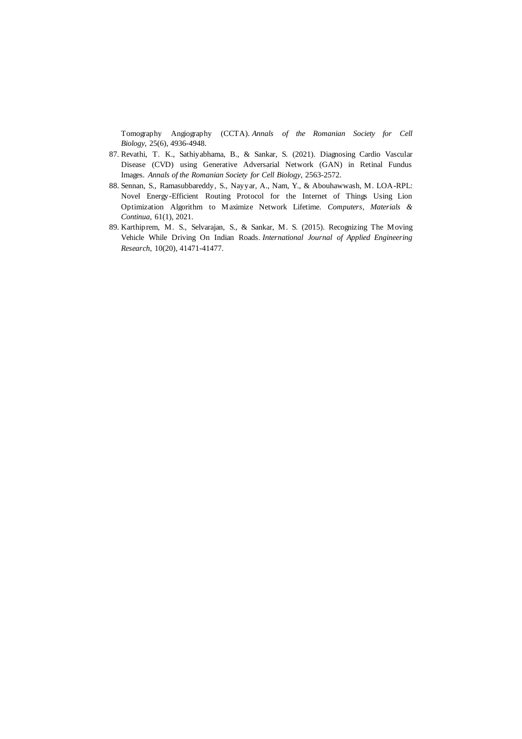Tomography Angiography (CCTA). *Annals of the Romanian Society for Cell Biology*, 25(6), 4936-4948.

87. Revathi, T. K., Sathiyabhama, B., & Sankar, S. (2021). Diagnosing Cardio Vascular Disease (CVD) using Generative Adversarial Network (GAN) in Retinal Fundus Images. *Annals of the Romanian Society for Cell Biology*, 2563-2572.
88. Sennan, S., Ramasubbareddy, S., Nayyar, A., Nam, Y., & Abouhawwash, M. LOA-RPL: Novel Energy-Efficient Routing Protocol for the Internet of Things Using Lion Optimization Algorithm to Maximize Network Lifetime. *Computers, Materials & Continua*, 61(1), 2021.
89. Karthiprem, M. S., Selvarajan, S., & Sankar, M. S. (2015). Recognizing The Moving Vehicle While Driving On Indian Roads. *International Journal of Applied Engineering Research*, 10(20), 41471-41477.